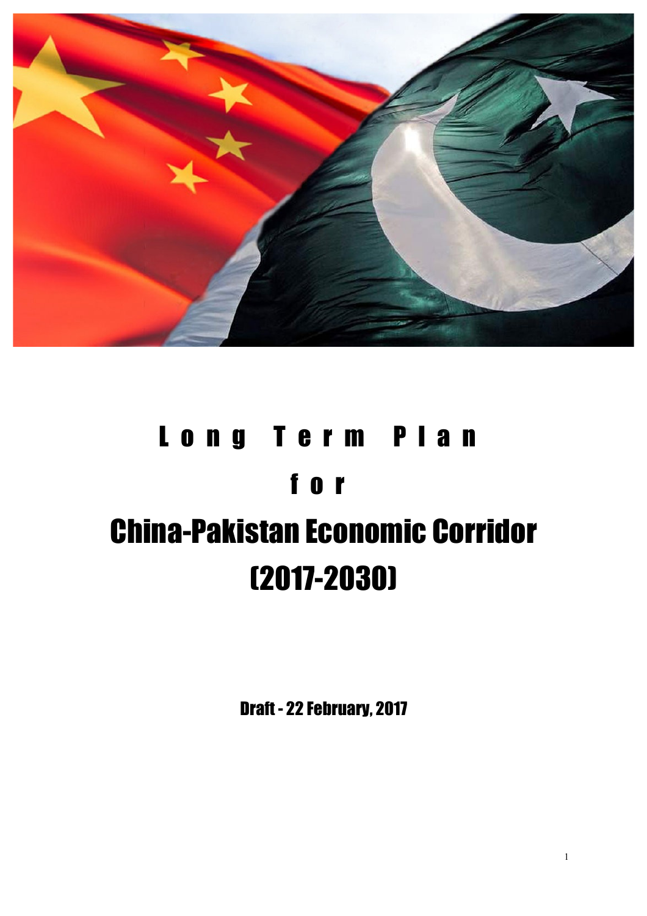# Long Term Plan

# for

# China-Pakistan Economic Corridor (2017-2030)

Draft - 22 February, 2017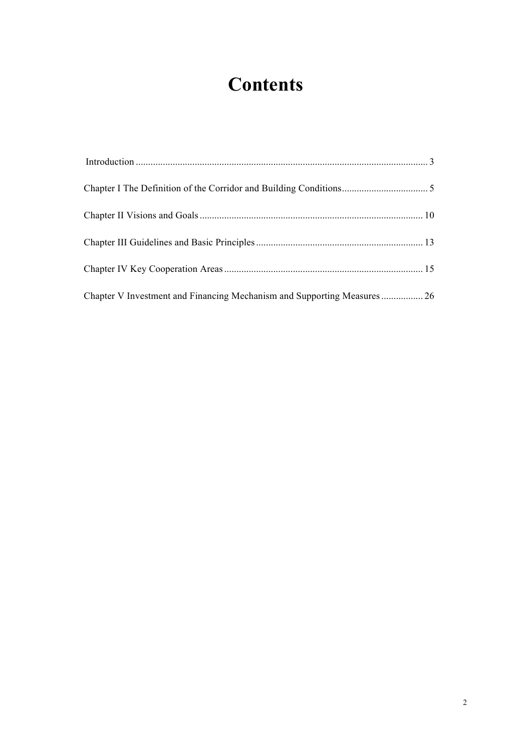# Contents

Introduction ........................................................................................................... 3

Chapter I The Definition of the Corridor and Building Conditions.................................. 5

Chapter II Visions and Goals ........................................................................................ 10

Chapter III Guidelines and Basic Principles .................................................................. 13

Chapter IV Key Cooperation Areas ............................................................................... 15

Chapter V Investment and Financing Mechanism and Supporting Measures ................ 26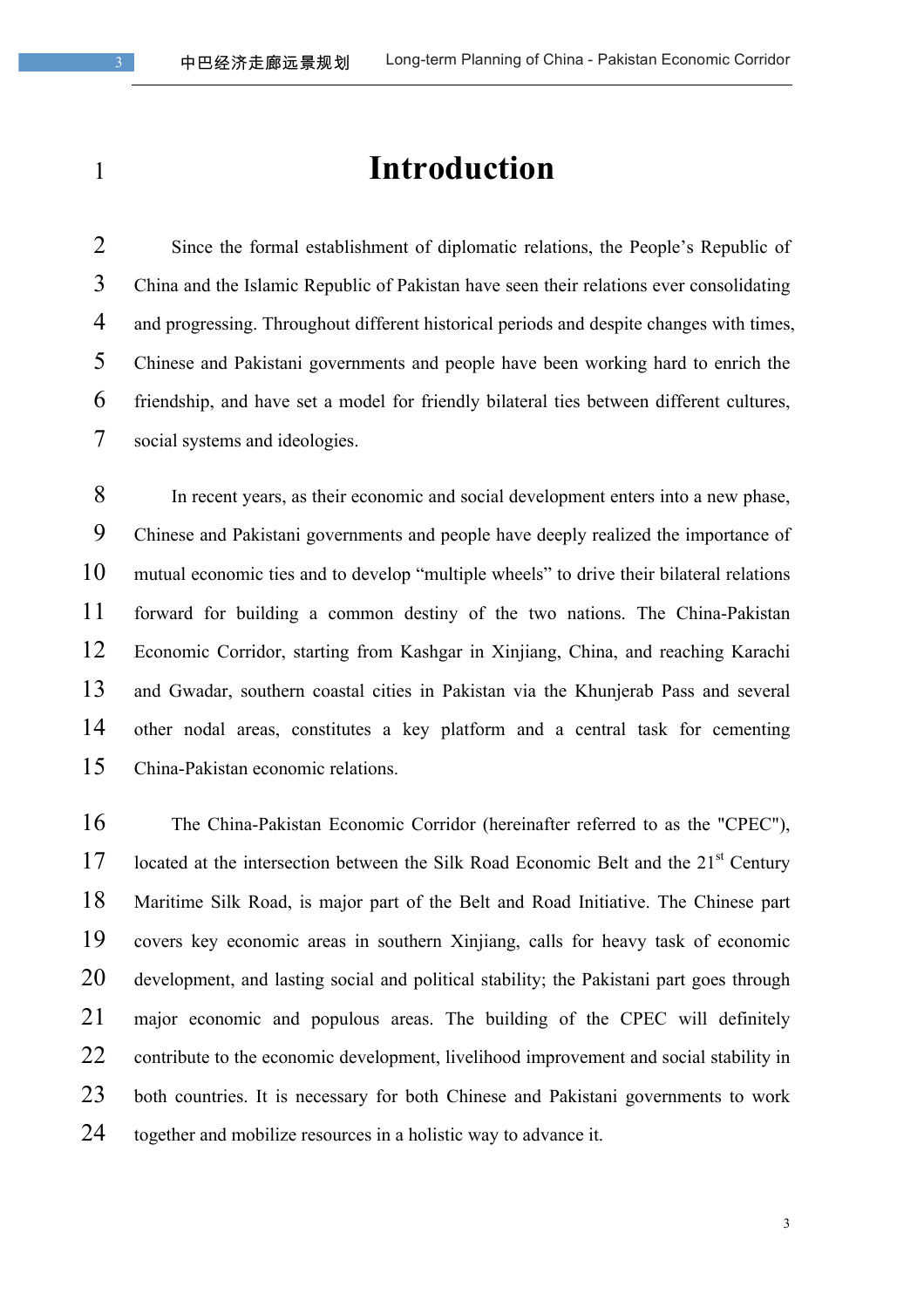# Introduction

Since the formal establishment of diplomatic relations, the People's Republic of China and the Islamic Republic of Pakistan have seen their relations ever consolidating and progressing. Throughout different historical periods and despite changes with times, Chinese and Pakistani governments and people have been working hard to enrich the friendship, and have set a model for friendly bilateral ties between different cultures, social systems and ideologies.

In recent years, as their economic and social development enters into a new phase, Chinese and Pakistani governments and people have deeply realized the importance of mutual economic ties and to develop "multiple wheels" to drive their bilateral relations forward for building a common destiny of the two nations. The China-Pakistan Economic Corridor, starting from Kashgar in Xinjiang, China, and reaching Karachi and Gwadar, southern coastal cities in Pakistan via the Khunjerab Pass and several other nodal areas, constitutes a key platform and a central task for cementing China-Pakistan economic relations.

The China-Pakistan Economic Corridor (hereinafter referred to as the "CPEC"), located at the intersection between the Silk Road Economic Belt and the 21st Century Maritime Silk Road, is major part of the Belt and Road Initiative. The Chinese part covers key economic areas in southern Xinjiang, calls for heavy task of economic development, and lasting social and political stability; the Pakistani part goes through major economic and populous areas. The building of the CPEC will definitely contribute to the economic development, livelihood improvement and social stability in both countries. It is necessary for both Chinese and Pakistani governments to work together and mobilize resources in a holistic way to advance it.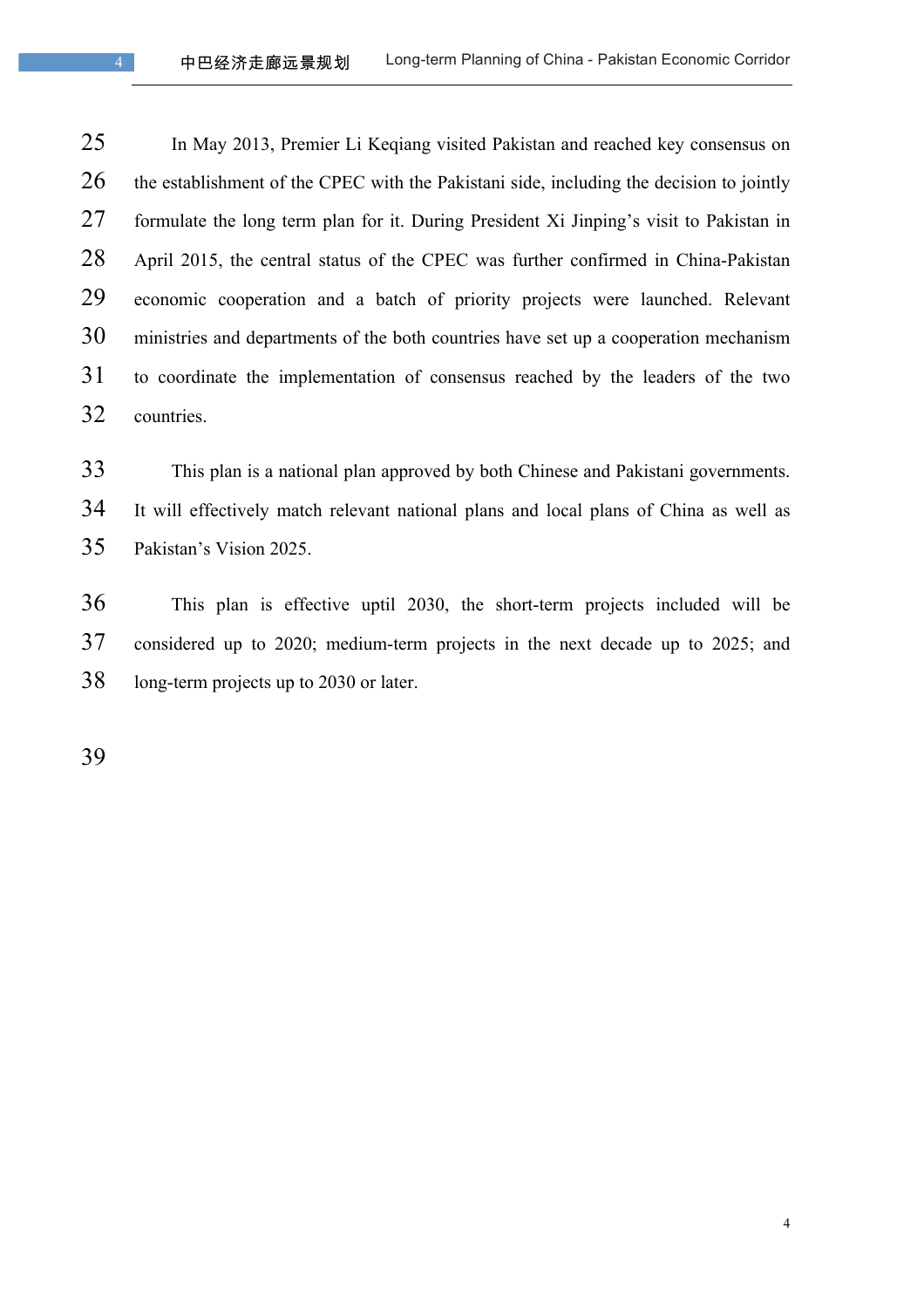In May 2013, Premier Li Keqiang visited Pakistan and reached key consensus on the establishment of the CPEC with the Pakistani side, including the decision to jointly formulate the long term plan for it. During President Xi Jinping's visit to Pakistan in April 2015, the central status of the CPEC was further confirmed in China-Pakistan economic cooperation and a batch of priority projects were launched. Relevant ministries and departments of the both countries have set up a cooperation mechanism to coordinate the implementation of consensus reached by the leaders of the two countries.

This plan is a national plan approved by both Chinese and Pakistani governments. It will effectively match relevant national plans and local plans of China as well as Pakistan's Vision 2025.

This plan is effective uptil 2030, the short-term projects included will be considered up to 2020; medium-term projects in the next decade up to 2025; and long-term projects up to 2030 or later.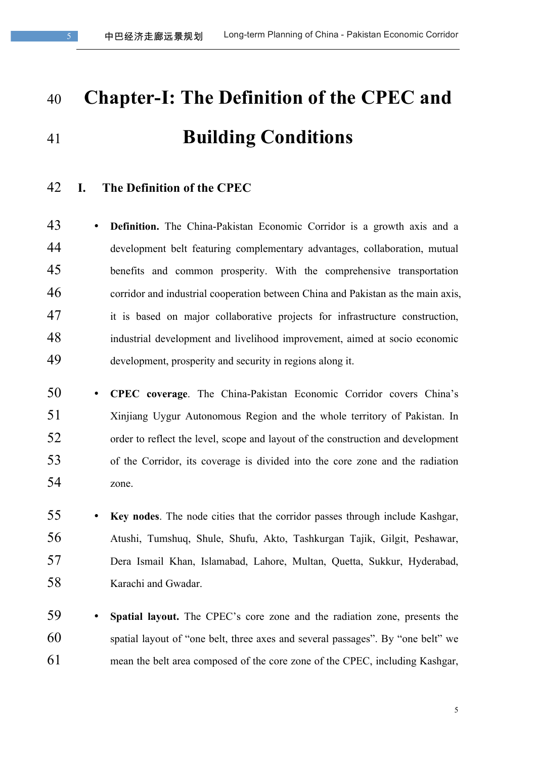# Chapter-I: The Definition of the CPEC and Building Conditions

## I. The Definition of the CPEC

- **Definition.** The China-Pakistan Economic Corridor is a growth axis and a development belt featuring complementary advantages, collaboration, mutual benefits and common prosperity. With the comprehensive transportation corridor and industrial cooperation between China and Pakistan as the main axis, it is based on major collaborative projects for infrastructure construction, industrial development and livelihood improvement, aimed at socio economic development, prosperity and security in regions along it.

- **CPEC coverage**. The China-Pakistan Economic Corridor covers China's Xinjiang Uygur Autonomous Region and the whole territory of Pakistan. In order to reflect the level, scope and layout of the construction and development of the Corridor, its coverage is divided into the core zone and the radiation zone.

- **Key nodes**. The node cities that the corridor passes through include Kashgar, Atushi, Tumshuq, Shule, Shufu, Akto, Tashkurgan Tajik, Gilgit, Peshawar, Dera Ismail Khan, Islamabad, Lahore, Multan, Quetta, Sukkur, Hyderabad, Karachi and Gwadar.

- **Spatial layout.** The CPEC's core zone and the radiation zone, presents the spatial layout of "one belt, three axes and several passages". By "one belt" we mean the belt area composed of the core zone of the CPEC, including Kashgar,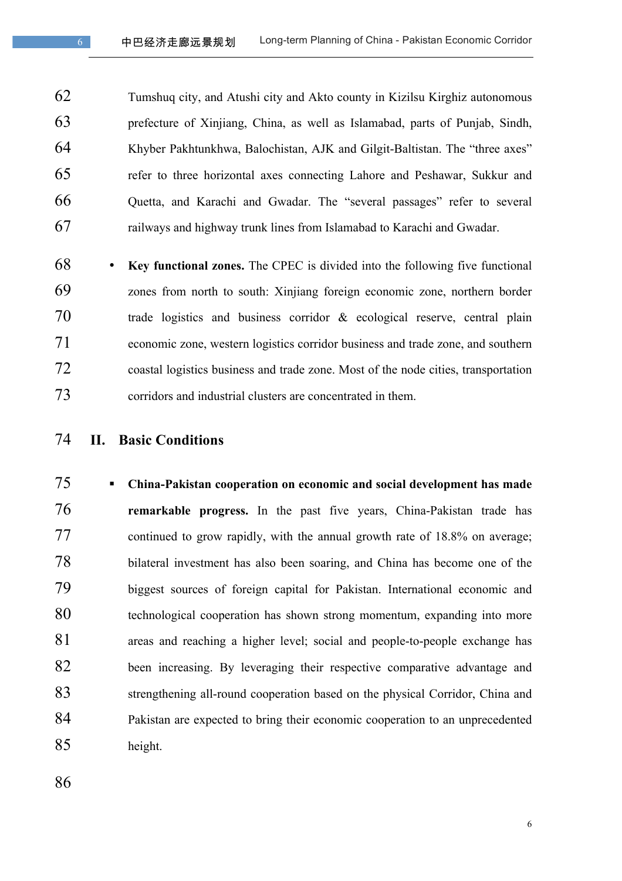Tumshuq city, and Atushi city and Akto county in Kizilsu Kirghiz autonomous prefecture of Xinjiang, China, as well as Islamabad, parts of Punjab, Sindh, Khyber Pakhtunkhwa, Balochistan, AJK and Gilgit-Baltistan. The "three axes" refer to three horizontal axes connecting Lahore and Peshawar, Sukkur and Quetta, and Karachi and Gwadar. The "several passages" refer to several railways and highway trunk lines from Islamabad to Karachi and Gwadar.

- **Key functional zones.** The CPEC is divided into the following five functional zones from north to south: Xinjiang foreign economic zone, northern border trade logistics and business corridor & ecological reserve, central plain economic zone, western logistics corridor business and trade zone, and southern coastal logistics business and trade zone. Most of the node cities, transportation corridors and industrial clusters are concentrated in them.

## II. Basic Conditions

- **China-Pakistan cooperation on economic and social development has made remarkable progress.** In the past five years, China-Pakistan trade has continued to grow rapidly, with the annual growth rate of 18.8% on average; bilateral investment has also been soaring, and China has become one of the biggest sources of foreign capital for Pakistan. International economic and technological cooperation has shown strong momentum, expanding into more areas and reaching a higher level; social and people-to-people exchange has been increasing. By leveraging their respective comparative advantage and strengthening all-round cooperation based on the physical Corridor, China and Pakistan are expected to bring their economic cooperation to an unprecedented height.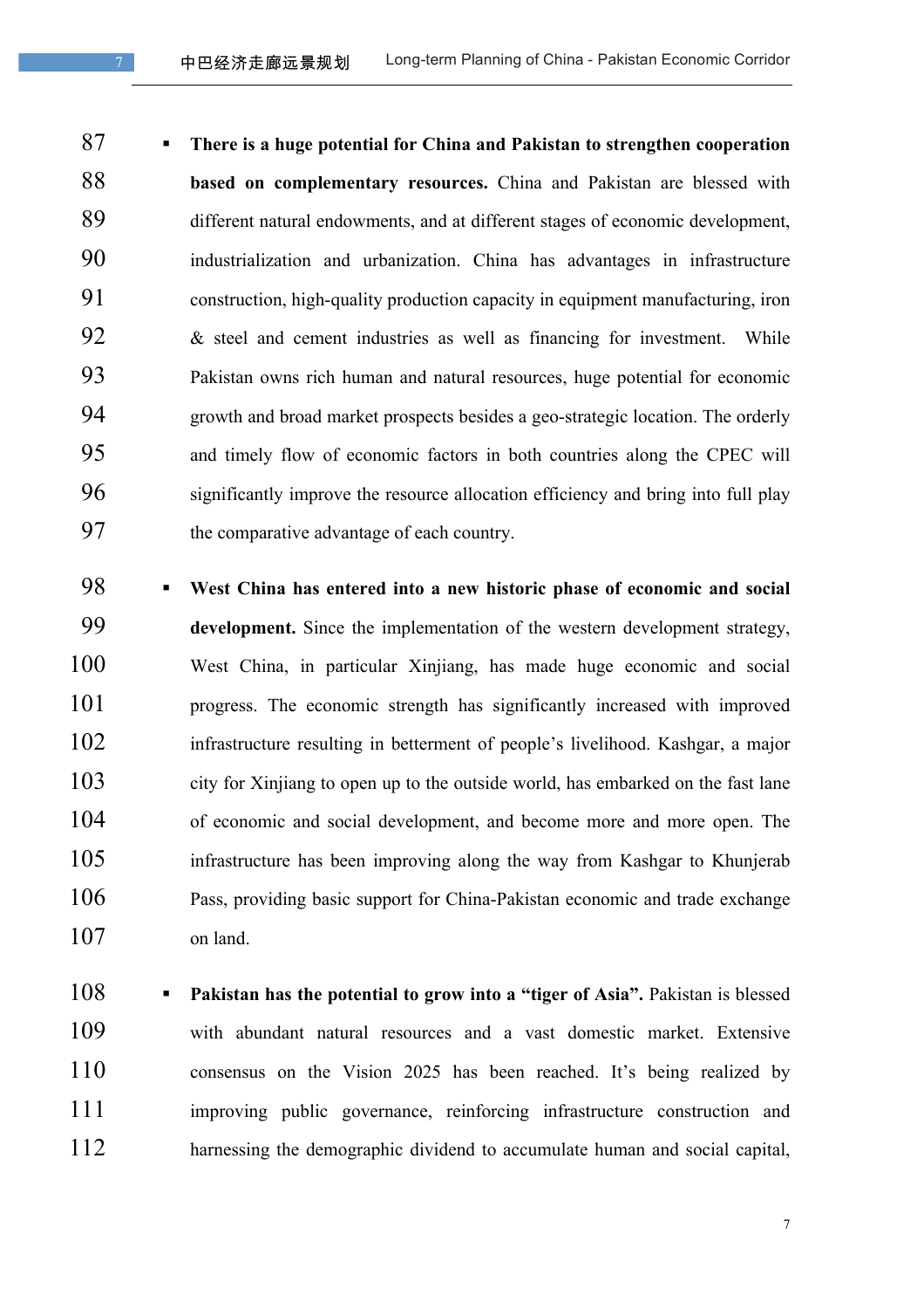- **There is a huge potential for China and Pakistan to strengthen cooperation based on complementary resources.** China and Pakistan are blessed with different natural endowments, and at different stages of economic development, industrialization and urbanization. China has advantages in infrastructure construction, high-quality production capacity in equipment manufacturing, iron & steel and cement industries as well as financing for investment. While Pakistan owns rich human and natural resources, huge potential for economic growth and broad market prospects besides a geo-strategic location. The orderly and timely flow of economic factors in both countries along the CPEC will significantly improve the resource allocation efficiency and bring into full play the comparative advantage of each country.

- **West China has entered into a new historic phase of economic and social development.** Since the implementation of the western development strategy, West China, in particular Xinjiang, has made huge economic and social progress. The economic strength has significantly increased with improved infrastructure resulting in betterment of people's livelihood. Kashgar, a major city for Xinjiang to open up to the outside world, has embarked on the fast lane of economic and social development, and become more and more open. The infrastructure has been improving along the way from Kashgar to Khunjerab Pass, providing basic support for China-Pakistan economic and trade exchange on land.

- **Pakistan has the potential to grow into a "tiger of Asia".** Pakistan is blessed with abundant natural resources and a vast domestic market. Extensive consensus on the Vision 2025 has been reached. It's being realized by improving public governance, reinforcing infrastructure construction and harnessing the demographic dividend to accumulate human and social capital,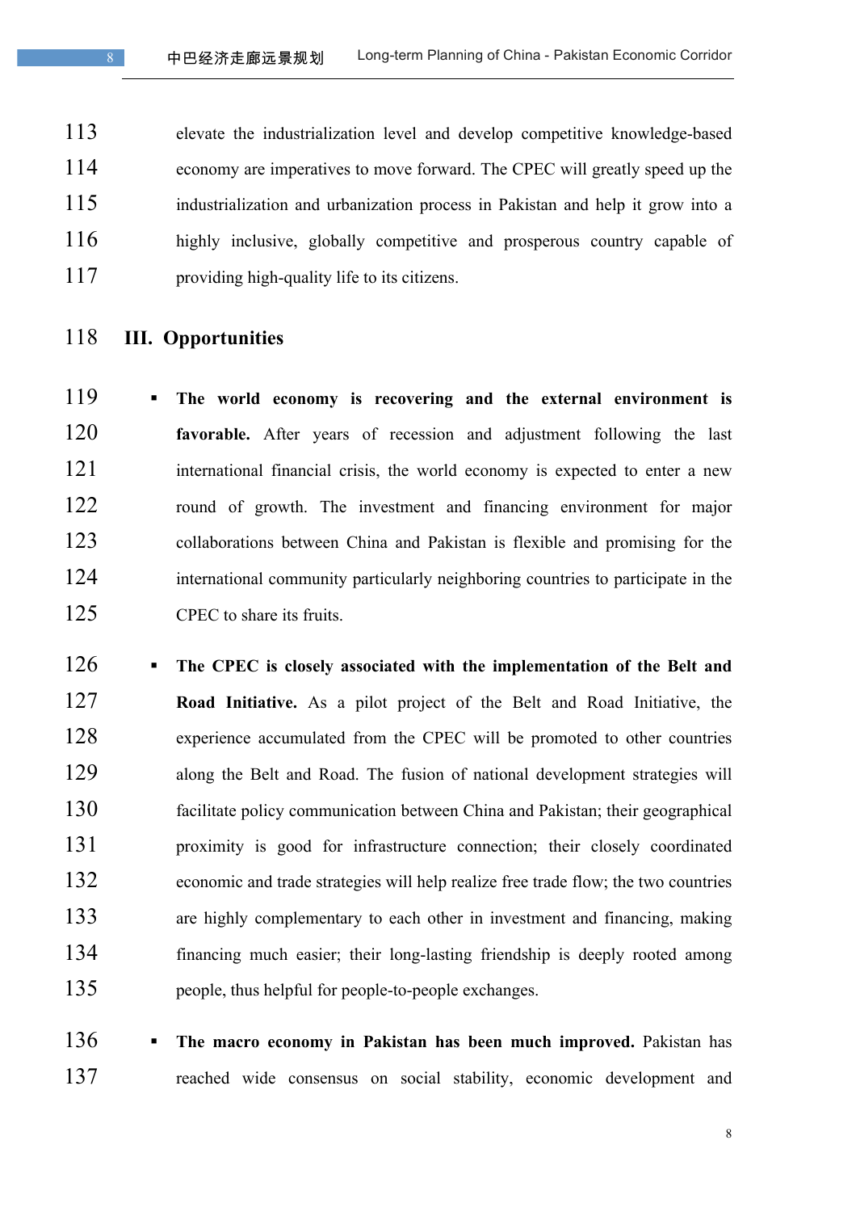elevate the industrialization level and develop competitive knowledge-based economy are imperatives to move forward. The CPEC will greatly speed up the industrialization and urbanization process in Pakistan and help it grow into a highly inclusive, globally competitive and prosperous country capable of providing high-quality life to its citizens.

## III. Opportunities

- **The world economy is recovering and the external environment is favorable.** After years of recession and adjustment following the last international financial crisis, the world economy is expected to enter a new round of growth. The investment and financing environment for major collaborations between China and Pakistan is flexible and promising for the international community particularly neighboring countries to participate in the CPEC to share its fruits.

- **The CPEC is closely associated with the implementation of the Belt and Road Initiative.** As a pilot project of the Belt and Road Initiative, the experience accumulated from the CPEC will be promoted to other countries along the Belt and Road. The fusion of national development strategies will facilitate policy communication between China and Pakistan; their geographical proximity is good for infrastructure connection; their closely coordinated economic and trade strategies will help realize free trade flow; the two countries are highly complementary to each other in investment and financing, making financing much easier; their long-lasting friendship is deeply rooted among people, thus helpful for people-to-people exchanges.

- **The macro economy in Pakistan has been much improved.** Pakistan has reached wide consensus on social stability, economic development and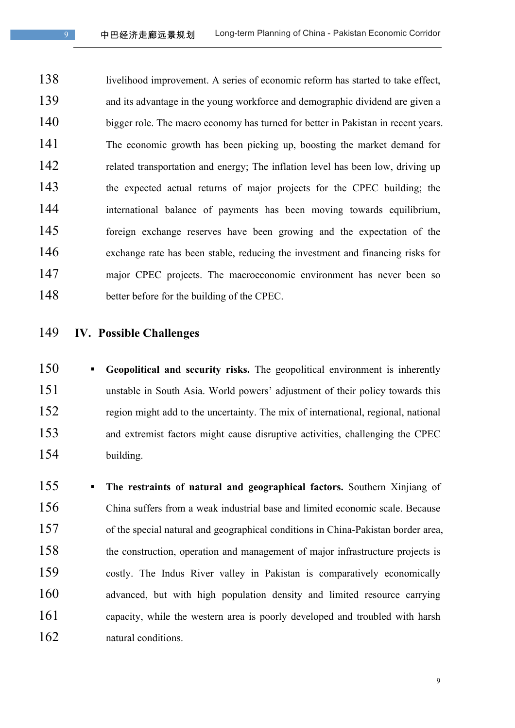livelihood improvement. A series of economic reform has started to take effect, and its advantage in the young workforce and demographic dividend are given a bigger role. The macro economy has turned for better in Pakistan in recent years. The economic growth has been picking up, boosting the market demand for related transportation and energy; The inflation level has been low, driving up the expected actual returns of major projects for the CPEC building; the international balance of payments has been moving towards equilibrium, foreign exchange reserves have been growing and the expectation of the exchange rate has been stable, reducing the investment and financing risks for major CPEC projects. The macroeconomic environment has never been so better before for the building of the CPEC.

## IV. Possible Challenges

- **Geopolitical and security risks.** The geopolitical environment is inherently unstable in South Asia. World powers' adjustment of their policy towards this region might add to the uncertainty. The mix of international, regional, national and extremist factors might cause disruptive activities, challenging the CPEC building.

- **The restraints of natural and geographical factors.** Southern Xinjiang of China suffers from a weak industrial base and limited economic scale. Because of the special natural and geographical conditions in China-Pakistan border area, the construction, operation and management of major infrastructure projects is costly. The Indus River valley in Pakistan is comparatively economically advanced, but with high population density and limited resource carrying capacity, while the western area is poorly developed and troubled with harsh natural conditions.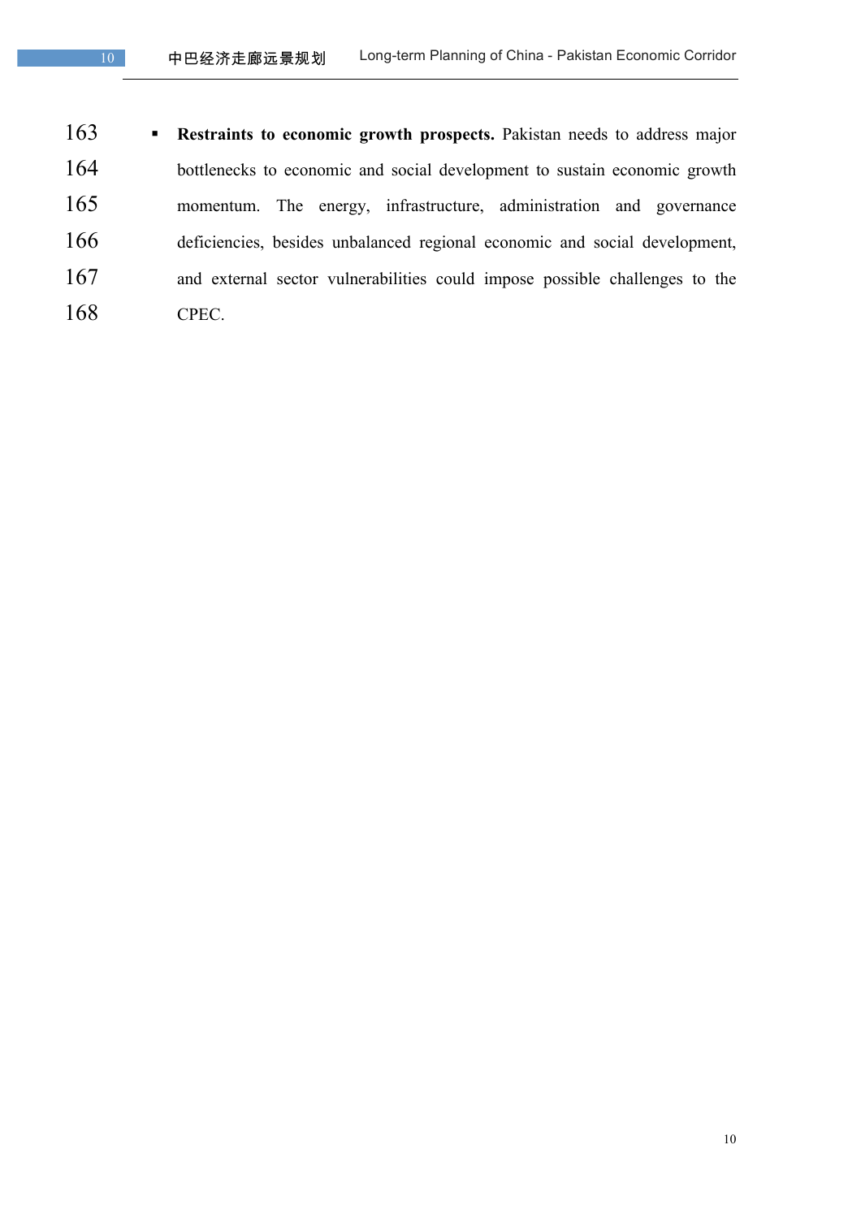- **Restraints to economic growth prospects.** Pakistan needs to address major bottlenecks to economic and social development to sustain economic growth momentum. The energy, infrastructure, administration and governance deficiencies, besides unbalanced regional economic and social development, and external sector vulnerabilities could impose possible challenges to the CPEC.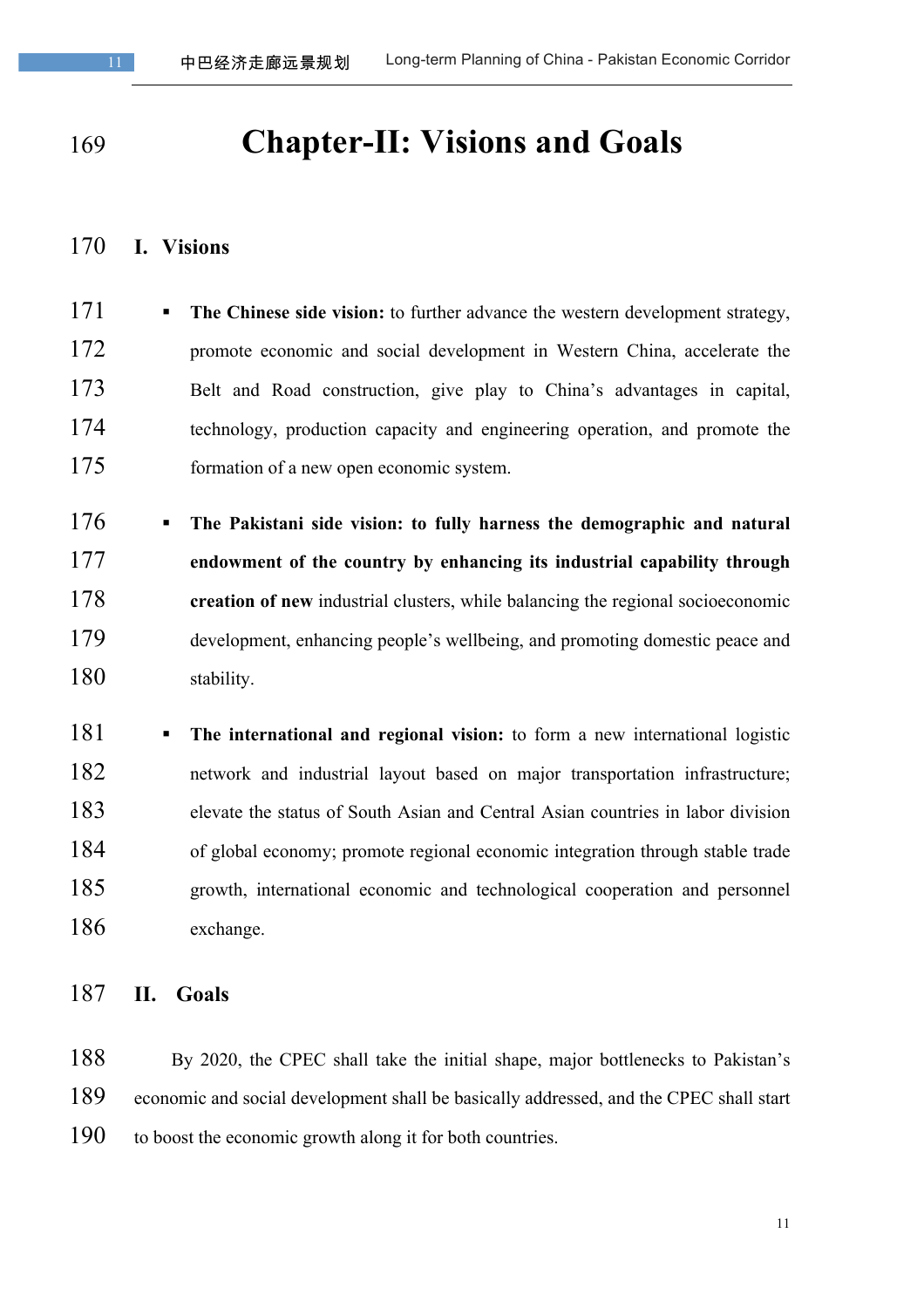# Chapter-II: Visions and Goals

## I. Visions

- **The Chinese side vision:** to further advance the western development strategy, promote economic and social development in Western China, accelerate the Belt and Road construction, give play to China's advantages in capital, technology, production capacity and engineering operation, and promote the formation of a new open economic system.

- **The Pakistani side vision: to fully harness the demographic and natural endowment of the country by enhancing its industrial capability through creation of new** industrial clusters, while balancing the regional socioeconomic development, enhancing people's wellbeing, and promoting domestic peace and stability.

- **The international and regional vision:** to form a new international logistic network and industrial layout based on major transportation infrastructure; elevate the status of South Asian and Central Asian countries in labor division of global economy; promote regional economic integration through stable trade growth, international economic and technological cooperation and personnel exchange.

## II. Goals

By 2020, the CPEC shall take the initial shape, major bottlenecks to Pakistan's economic and social development shall be basically addressed, and the CPEC shall start to boost the economic growth along it for both countries.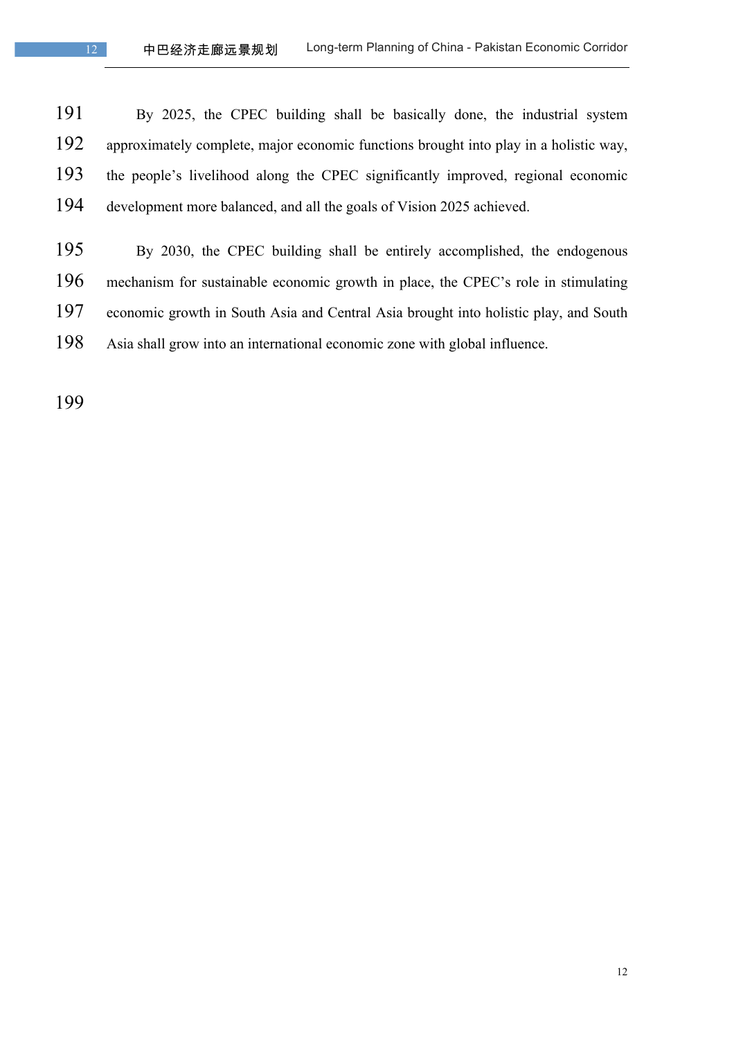By 2025, the CPEC building shall be basically done, the industrial system approximately complete, major economic functions brought into play in a holistic way, the people's livelihood along the CPEC significantly improved, regional economic development more balanced, and all the goals of Vision 2025 achieved.

By 2030, the CPEC building shall be entirely accomplished, the endogenous mechanism for sustainable economic growth in place, the CPEC's role in stimulating economic growth in South Asia and Central Asia brought into holistic play, and South Asia shall grow into an international economic zone with global influence.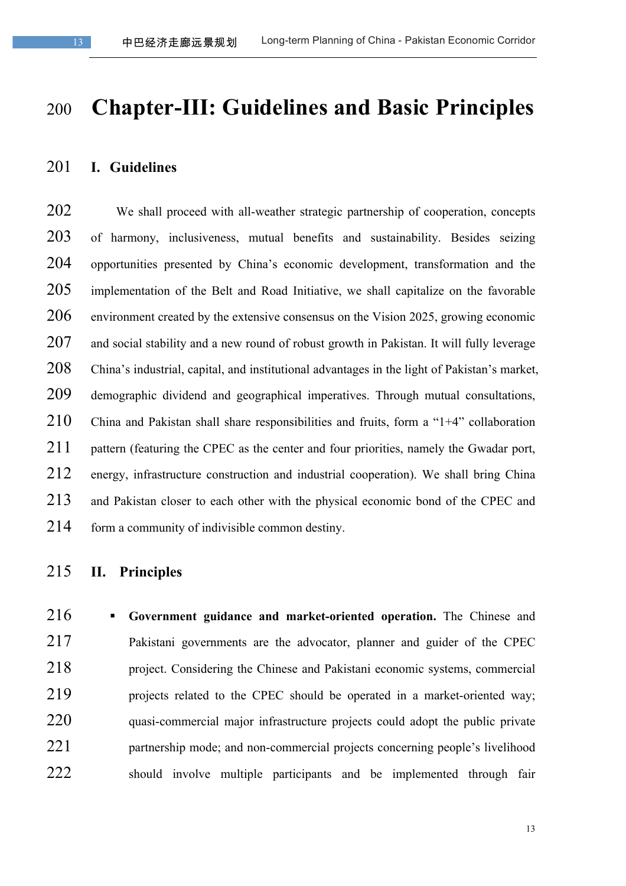# Chapter-III: Guidelines and Basic Principles

## I. Guidelines

We shall proceed with all-weather strategic partnership of cooperation, concepts of harmony, inclusiveness, mutual benefits and sustainability. Besides seizing opportunities presented by China's economic development, transformation and the implementation of the Belt and Road Initiative, we shall capitalize on the favorable environment created by the extensive consensus on the Vision 2025, growing economic and social stability and a new round of robust growth in Pakistan. It will fully leverage China's industrial, capital, and institutional advantages in the light of Pakistan's market, demographic dividend and geographical imperatives. Through mutual consultations, China and Pakistan shall share responsibilities and fruits, form a "1+4" collaboration pattern (featuring the CPEC as the center and four priorities, namely the Gwadar port, energy, infrastructure construction and industrial cooperation). We shall bring China and Pakistan closer to each other with the physical economic bond of the CPEC and form a community of indivisible common destiny.

## II. Principles

- **Government guidance and market-oriented operation.** The Chinese and Pakistani governments are the advocator, planner and guider of the CPEC project. Considering the Chinese and Pakistani economic systems, commercial projects related to the CPEC should be operated in a market-oriented way; quasi-commercial major infrastructure projects could adopt the public private partnership mode; and non-commercial projects concerning people's livelihood should involve multiple participants and be implemented through fair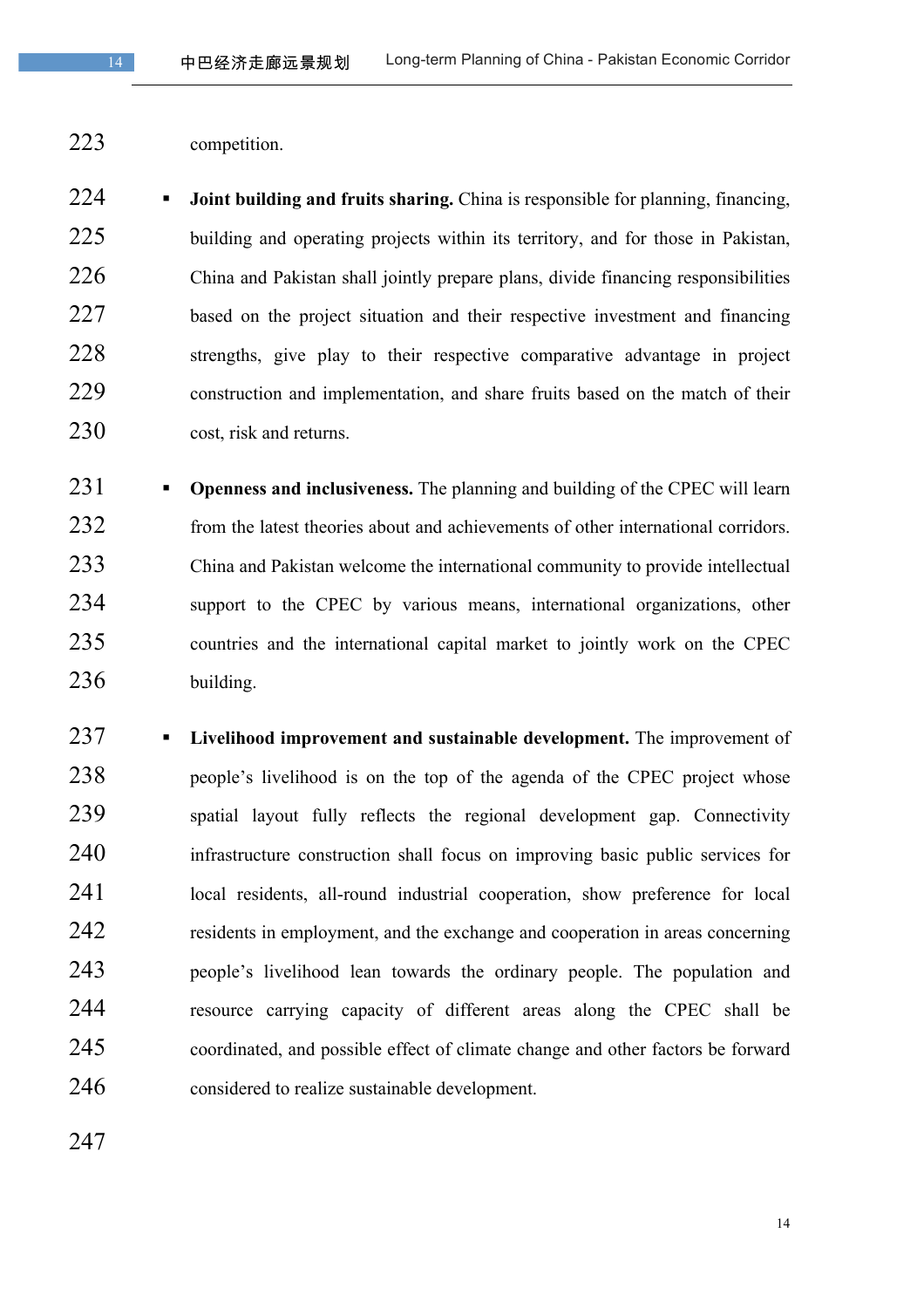competition.

- **Joint building and fruits sharing.** China is responsible for planning, financing, building and operating projects within its territory, and for those in Pakistan, China and Pakistan shall jointly prepare plans, divide financing responsibilities based on the project situation and their respective investment and financing strengths, give play to their respective comparative advantage in project construction and implementation, and share fruits based on the match of their cost, risk and returns.

- **Openness and inclusiveness.** The planning and building of the CPEC will learn from the latest theories about and achievements of other international corridors. China and Pakistan welcome the international community to provide intellectual support to the CPEC by various means, international organizations, other countries and the international capital market to jointly work on the CPEC building.

- **Livelihood improvement and sustainable development.** The improvement of people's livelihood is on the top of the agenda of the CPEC project whose spatial layout fully reflects the regional development gap. Connectivity infrastructure construction shall focus on improving basic public services for local residents, all-round industrial cooperation, show preference for local residents in employment, and the exchange and cooperation in areas concerning people's livelihood lean towards the ordinary people. The population and resource carrying capacity of different areas along the CPEC shall be coordinated, and possible effect of climate change and other factors be forward considered to realize sustainable development.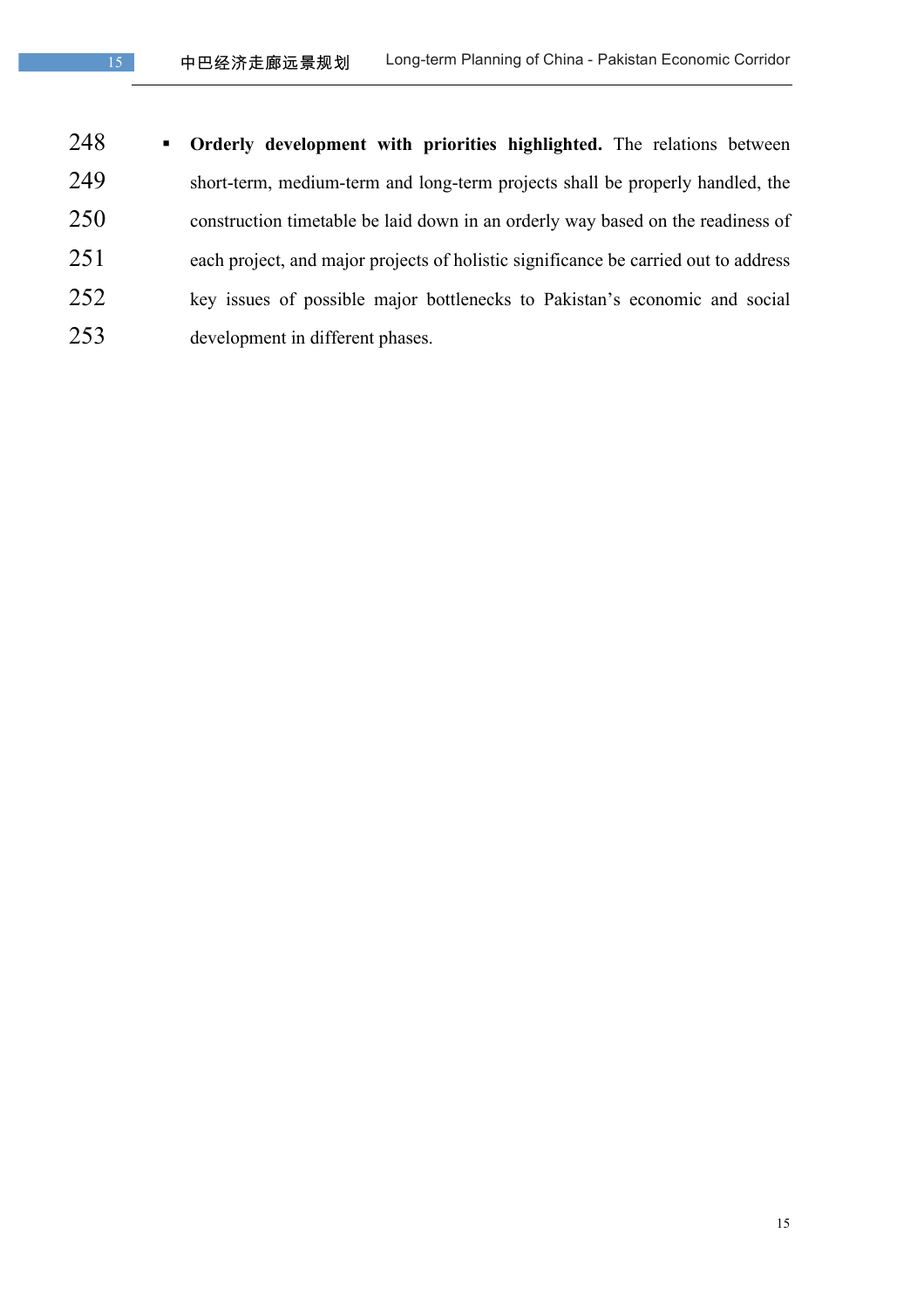- **Orderly development with priorities highlighted.** The relations between short-term, medium-term and long-term projects shall be properly handled, the construction timetable be laid down in an orderly way based on the readiness of each project, and major projects of holistic significance be carried out to address key issues of possible major bottlenecks to Pakistan's economic and social development in different phases.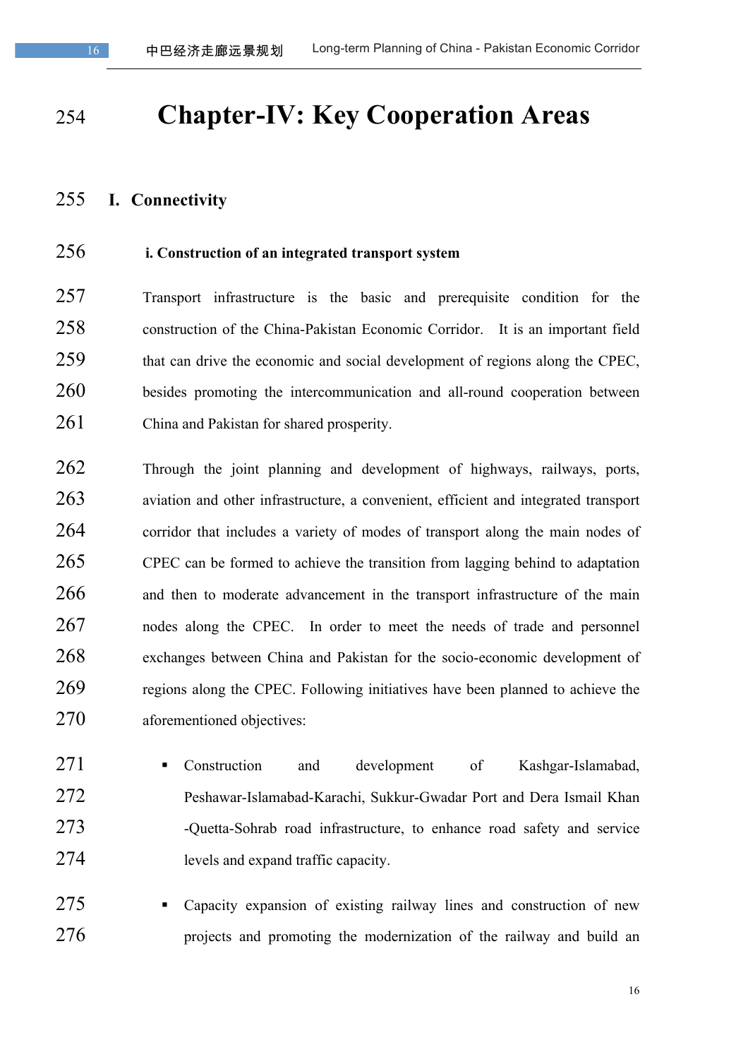# Chapter-IV: Key Cooperation Areas

## I. Connectivity

### i. Construction of an integrated transport system

Transport infrastructure is the basic and prerequisite condition for the construction of the China-Pakistan Economic Corridor. It is an important field that can drive the economic and social development of regions along the CPEC, besides promoting the intercommunication and all-round cooperation between China and Pakistan for shared prosperity.

Through the joint planning and development of highways, railways, ports, aviation and other infrastructure, a convenient, efficient and integrated transport corridor that includes a variety of modes of transport along the main nodes of CPEC can be formed to achieve the transition from lagging behind to adaptation and then to moderate advancement in the transport infrastructure of the main nodes along the CPEC. In order to meet the needs of trade and personnel exchanges between China and Pakistan for the socio-economic development of regions along the CPEC. Following initiatives have been planned to achieve the aforementioned objectives:

- Construction and development of Kashgar-Islamabad, Peshawar-Islamabad-Karachi, Sukkur-Gwadar Port and Dera Ismail Khan -Quetta-Sohrab road infrastructure, to enhance road safety and service levels and expand traffic capacity.
- Capacity expansion of existing railway lines and construction of new projects and promoting the modernization of the railway and build an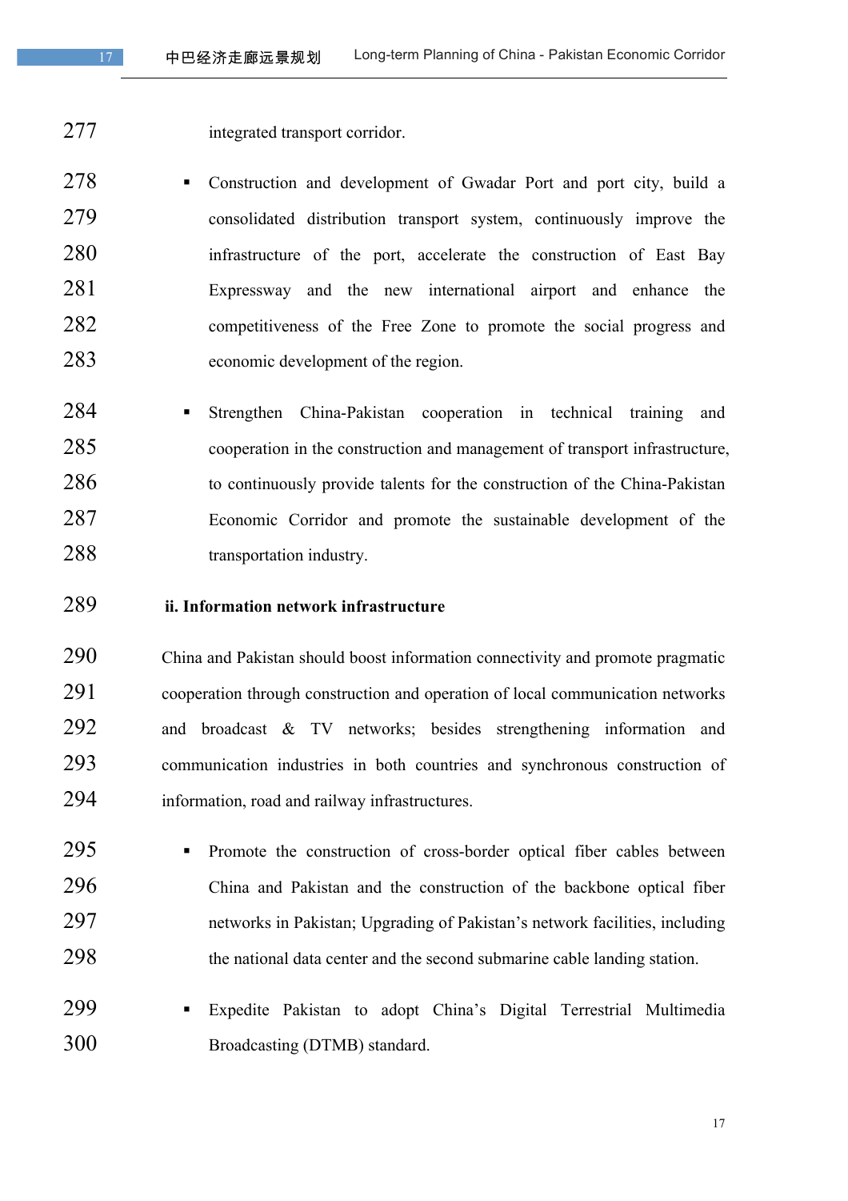integrated transport corridor.

- Construction and development of Gwadar Port and port city, build a consolidated distribution transport system, continuously improve the infrastructure of the port, accelerate the construction of East Bay Expressway and the new international airport and enhance the competitiveness of the Free Zone to promote the social progress and economic development of the region.

- Strengthen China-Pakistan cooperation in technical training and cooperation in the construction and management of transport infrastructure, to continuously provide talents for the construction of the China-Pakistan Economic Corridor and promote the sustainable development of the transportation industry.

**ii. Information network infrastructure**

China and Pakistan should boost information connectivity and promote pragmatic cooperation through construction and operation of local communication networks and broadcast & TV networks; besides strengthening information and communication industries in both countries and synchronous construction of information, road and railway infrastructures.

- Promote the construction of cross-border optical fiber cables between China and Pakistan and the construction of the backbone optical fiber networks in Pakistan; Upgrading of Pakistan's network facilities, including the national data center and the second submarine cable landing station.

- Expedite Pakistan to adopt China's Digital Terrestrial Multimedia Broadcasting (DTMB) standard.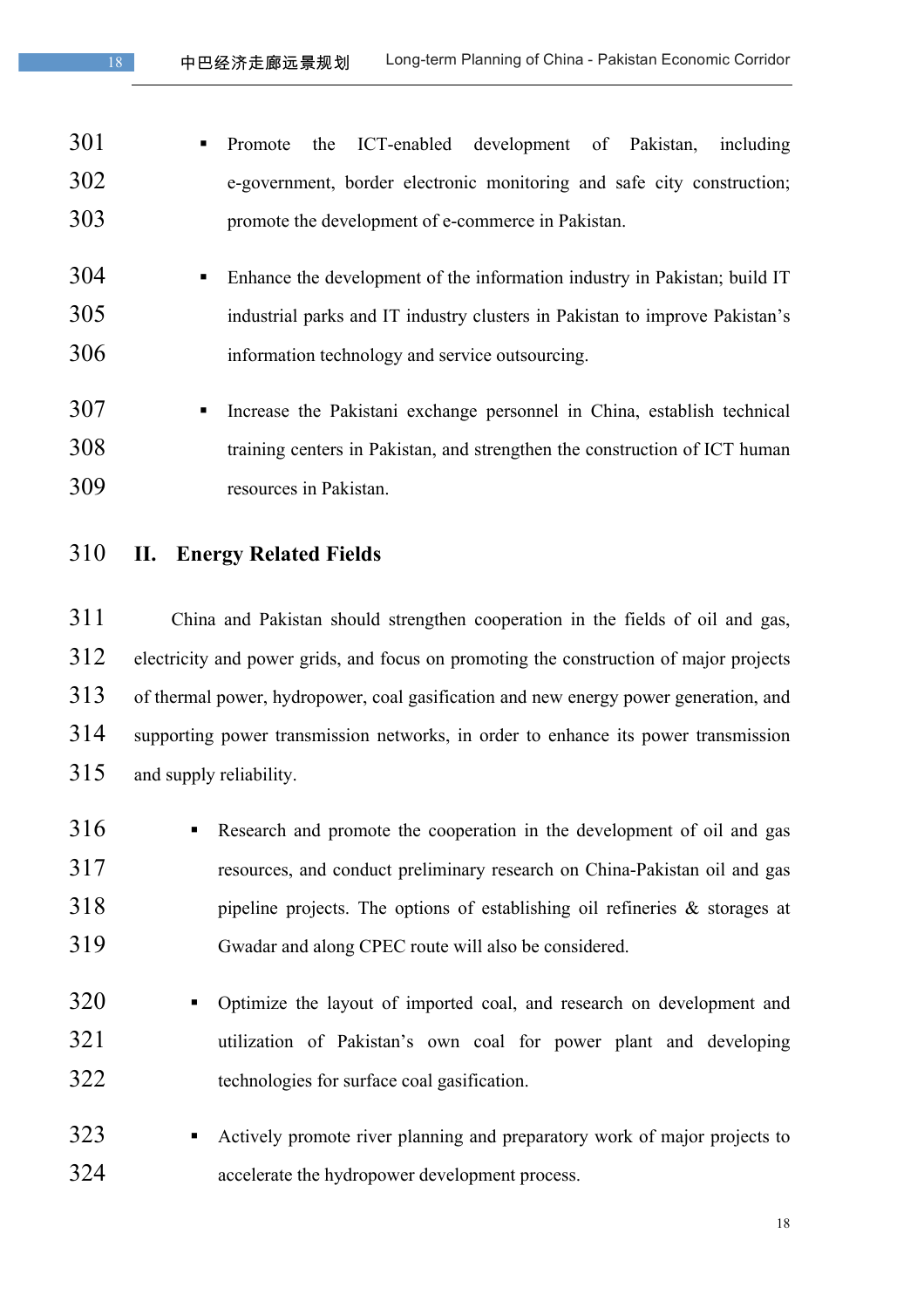- Promote the ICT-enabled development of Pakistan, including e-government, border electronic monitoring and safe city construction; promote the development of e-commerce in Pakistan.

- Enhance the development of the information industry in Pakistan; build IT industrial parks and IT industry clusters in Pakistan to improve Pakistan's information technology and service outsourcing.

- Increase the Pakistani exchange personnel in China, establish technical training centers in Pakistan, and strengthen the construction of ICT human resources in Pakistan.

## II. Energy Related Fields

China and Pakistan should strengthen cooperation in the fields of oil and gas, electricity and power grids, and focus on promoting the construction of major projects of thermal power, hydropower, coal gasification and new energy power generation, and supporting power transmission networks, in order to enhance its power transmission and supply reliability.

- Research and promote the cooperation in the development of oil and gas resources, and conduct preliminary research on China-Pakistan oil and gas pipeline projects. The options of establishing oil refineries & storages at Gwadar and along CPEC route will also be considered.

- Optimize the layout of imported coal, and research on development and utilization of Pakistan's own coal for power plant and developing technologies for surface coal gasification.

- Actively promote river planning and preparatory work of major projects to accelerate the hydropower development process.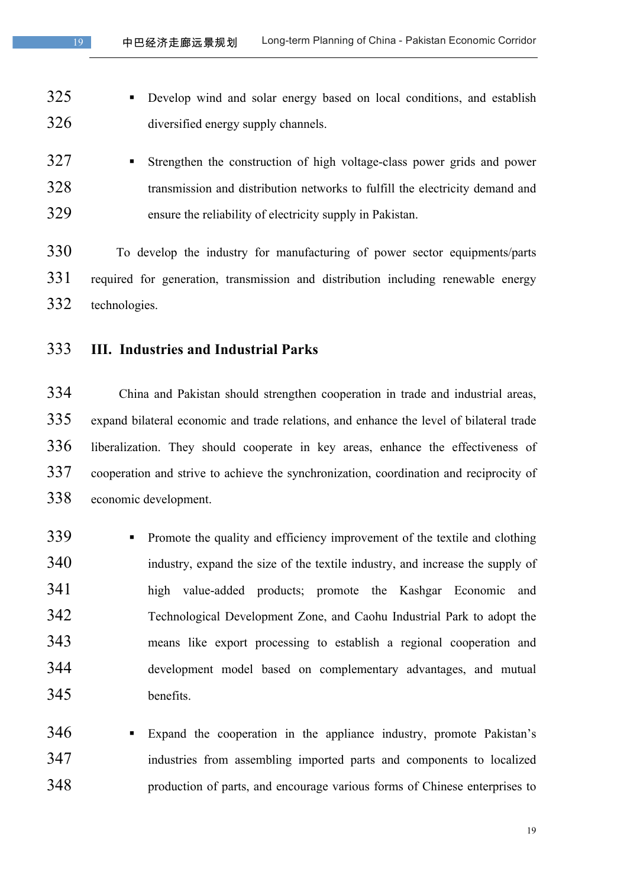- Develop wind and solar energy based on local conditions, and establish diversified energy supply channels.
- Strengthen the construction of high voltage-class power grids and power transmission and distribution networks to fulfill the electricity demand and ensure the reliability of electricity supply in Pakistan.

To develop the industry for manufacturing of power sector equipments/parts required for generation, transmission and distribution including renewable energy technologies.

## III. Industries and Industrial Parks

China and Pakistan should strengthen cooperation in trade and industrial areas, expand bilateral economic and trade relations, and enhance the level of bilateral trade liberalization. They should cooperate in key areas, enhance the effectiveness of cooperation and strive to achieve the synchronization, coordination and reciprocity of economic development.

- Promote the quality and efficiency improvement of the textile and clothing industry, expand the size of the textile industry, and increase the supply of high value-added products; promote the Kashgar Economic and Technological Development Zone, and Caohu Industrial Park to adopt the means like export processing to establish a regional cooperation and development model based on complementary advantages, and mutual benefits.
- Expand the cooperation in the appliance industry, promote Pakistan's industries from assembling imported parts and components to localized production of parts, and encourage various forms of Chinese enterprises to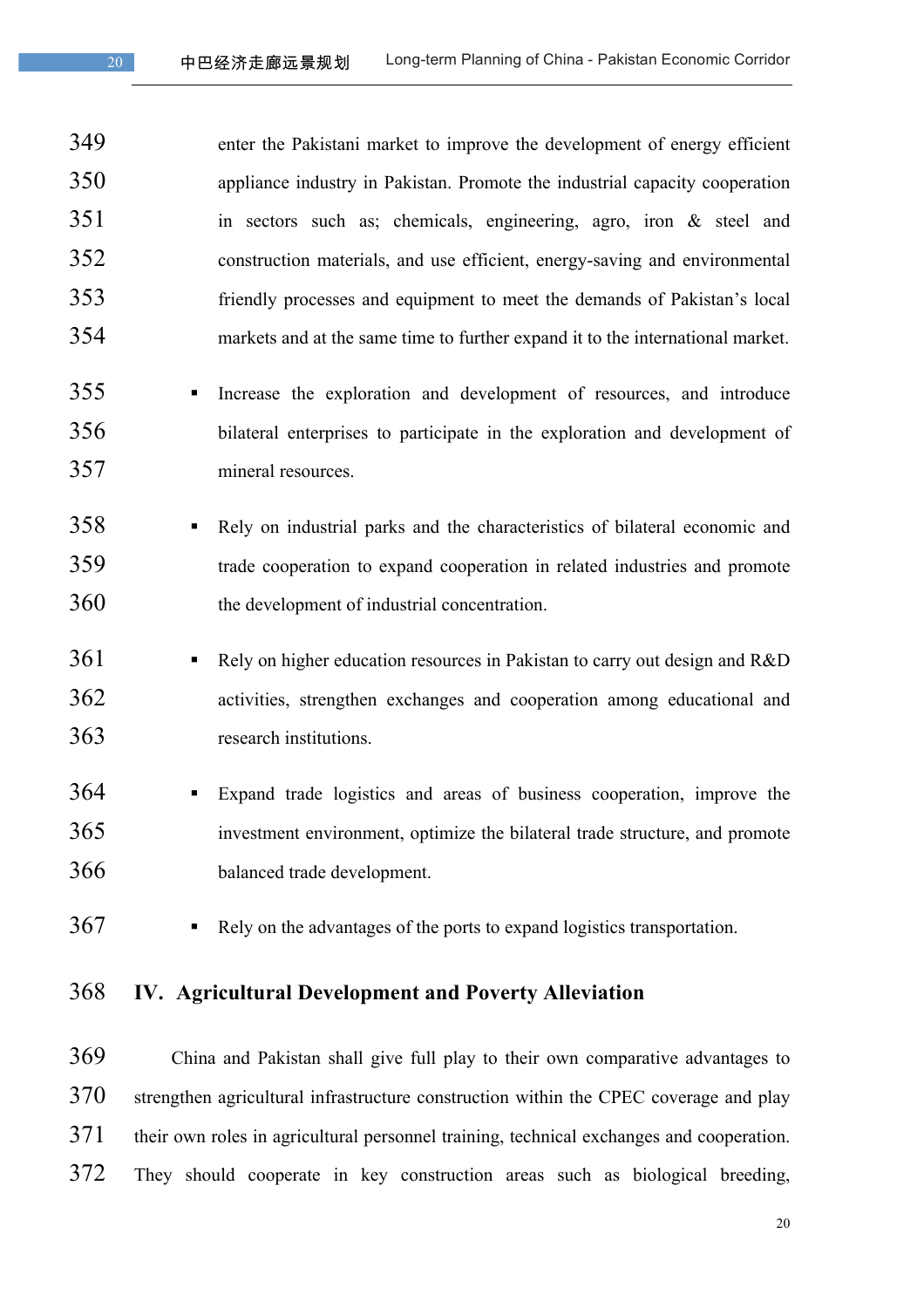enter the Pakistani market to improve the development of energy efficient appliance industry in Pakistan. Promote the industrial capacity cooperation in sectors such as; chemicals, engineering, agro, iron & steel and construction materials, and use efficient, energy-saving and environmental friendly processes and equipment to meet the demands of Pakistan's local markets and at the same time to further expand it to the international market.

- Increase the exploration and development of resources, and introduce bilateral enterprises to participate in the exploration and development of mineral resources.
- Rely on industrial parks and the characteristics of bilateral economic and trade cooperation to expand cooperation in related industries and promote the development of industrial concentration.
- Rely on higher education resources in Pakistan to carry out design and R&D activities, strengthen exchanges and cooperation among educational and research institutions.
- Expand trade logistics and areas of business cooperation, improve the investment environment, optimize the bilateral trade structure, and promote balanced trade development.
- Rely on the advantages of the ports to expand logistics transportation.

## IV. Agricultural Development and Poverty Alleviation

China and Pakistan shall give full play to their own comparative advantages to strengthen agricultural infrastructure construction within the CPEC coverage and play their own roles in agricultural personnel training, technical exchanges and cooperation. They should cooperate in key construction areas such as biological breeding,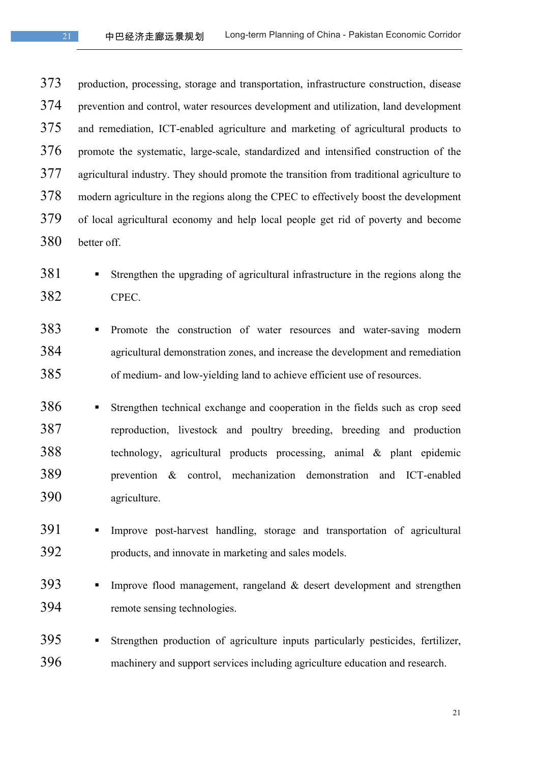production, processing, storage and transportation, infrastructure construction, disease prevention and control, water resources development and utilization, land development and remediation, ICT-enabled agriculture and marketing of agricultural products to promote the systematic, large-scale, standardized and intensified construction of the agricultural industry. They should promote the transition from traditional agriculture to modern agriculture in the regions along the CPEC to effectively boost the development of local agricultural economy and help local people get rid of poverty and become better off.

- Strengthen the upgrading of agricultural infrastructure in the regions along the CPEC.
- Promote the construction of water resources and water-saving modern agricultural demonstration zones, and increase the development and remediation of medium- and low-yielding land to achieve efficient use of resources.
- Strengthen technical exchange and cooperation in the fields such as crop seed reproduction, livestock and poultry breeding, breeding and production technology, agricultural products processing, animal & plant epidemic prevention & control, mechanization demonstration and ICT-enabled agriculture.
- Improve post-harvest handling, storage and transportation of agricultural products, and innovate in marketing and sales models.
- Improve flood management, rangeland & desert development and strengthen remote sensing technologies.
- Strengthen production of agriculture inputs particularly pesticides, fertilizer, machinery and support services including agriculture education and research.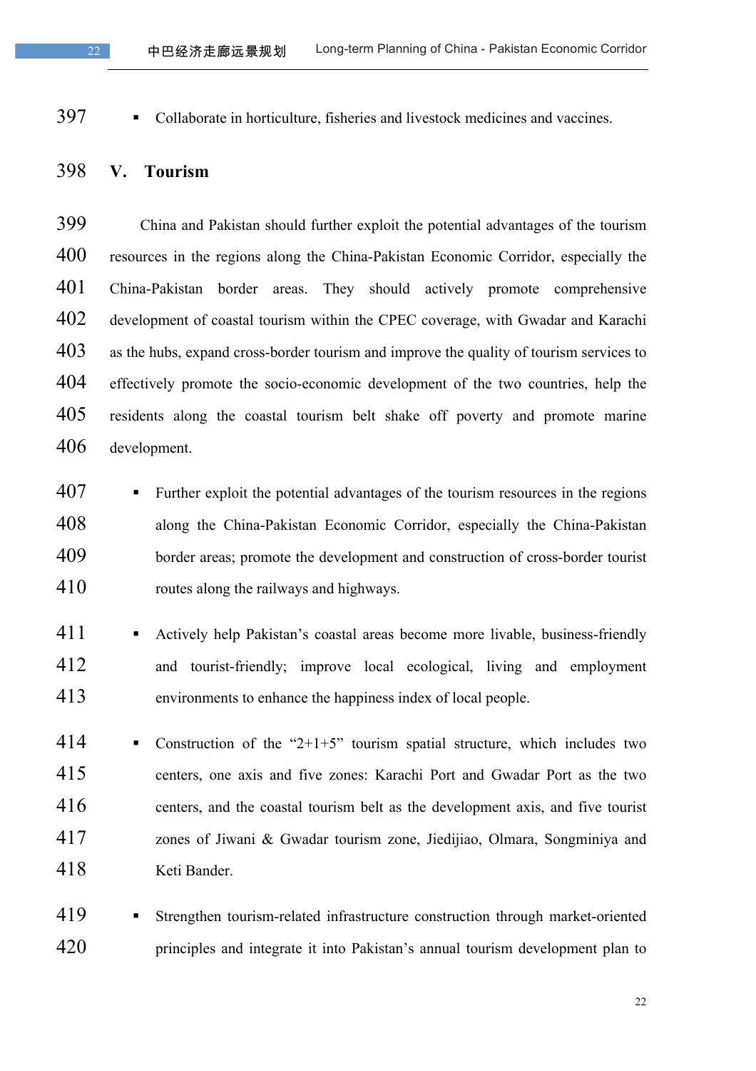- Collaborate in horticulture, fisheries and livestock medicines and vaccines.

## V. Tourism

China and Pakistan should further exploit the potential advantages of the tourism resources in the regions along the China-Pakistan Economic Corridor, especially the China-Pakistan border areas. They should actively promote comprehensive development of coastal tourism within the CPEC coverage, with Gwadar and Karachi as the hubs, expand cross-border tourism and improve the quality of tourism services to effectively promote the socio-economic development of the two countries, help the residents along the coastal tourism belt shake off poverty and promote marine development.

- Further exploit the potential advantages of the tourism resources in the regions along the China-Pakistan Economic Corridor, especially the China-Pakistan border areas; promote the development and construction of cross-border tourist routes along the railways and highways.

- Actively help Pakistan's coastal areas become more livable, business-friendly and tourist-friendly; improve local ecological, living and employment environments to enhance the happiness index of local people.

- Construction of the "2+1+5" tourism spatial structure, which includes two centers, one axis and five zones: Karachi Port and Gwadar Port as the two centers, and the coastal tourism belt as the development axis, and five tourist zones of Jiwani & Gwadar tourism zone, Jiedijiao, Olmara, Songminiya and Keti Bander.

- Strengthen tourism-related infrastructure construction through market-oriented principles and integrate it into Pakistan's annual tourism development plan to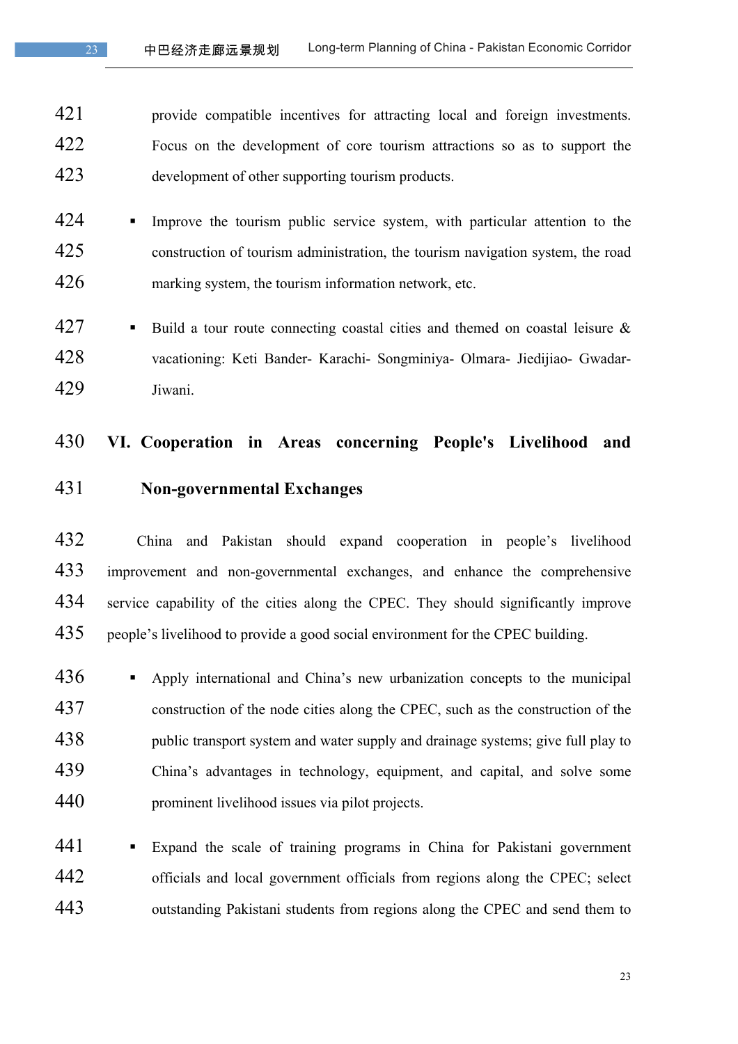provide compatible incentives for attracting local and foreign investments. Focus on the development of core tourism attractions so as to support the development of other supporting tourism products.

- Improve the tourism public service system, with particular attention to the construction of tourism administration, the tourism navigation system, the road marking system, the tourism information network, etc.
- Build a tour route connecting coastal cities and themed on coastal leisure & vacationing: Keti Bander- Karachi- Songminiya- Olmara- Jiedijiao- Gwadar-Jiwani.

## VI. Cooperation in Areas concerning People's Livelihood and Non-governmental Exchanges

China and Pakistan should expand cooperation in people's livelihood improvement and non-governmental exchanges, and enhance the comprehensive service capability of the cities along the CPEC. They should significantly improve people's livelihood to provide a good social environment for the CPEC building.

- Apply international and China's new urbanization concepts to the municipal construction of the node cities along the CPEC, such as the construction of the public transport system and water supply and drainage systems; give full play to China's advantages in technology, equipment, and capital, and solve some prominent livelihood issues via pilot projects.
- Expand the scale of training programs in China for Pakistani government officials and local government officials from regions along the CPEC; select outstanding Pakistani students from regions along the CPEC and send them to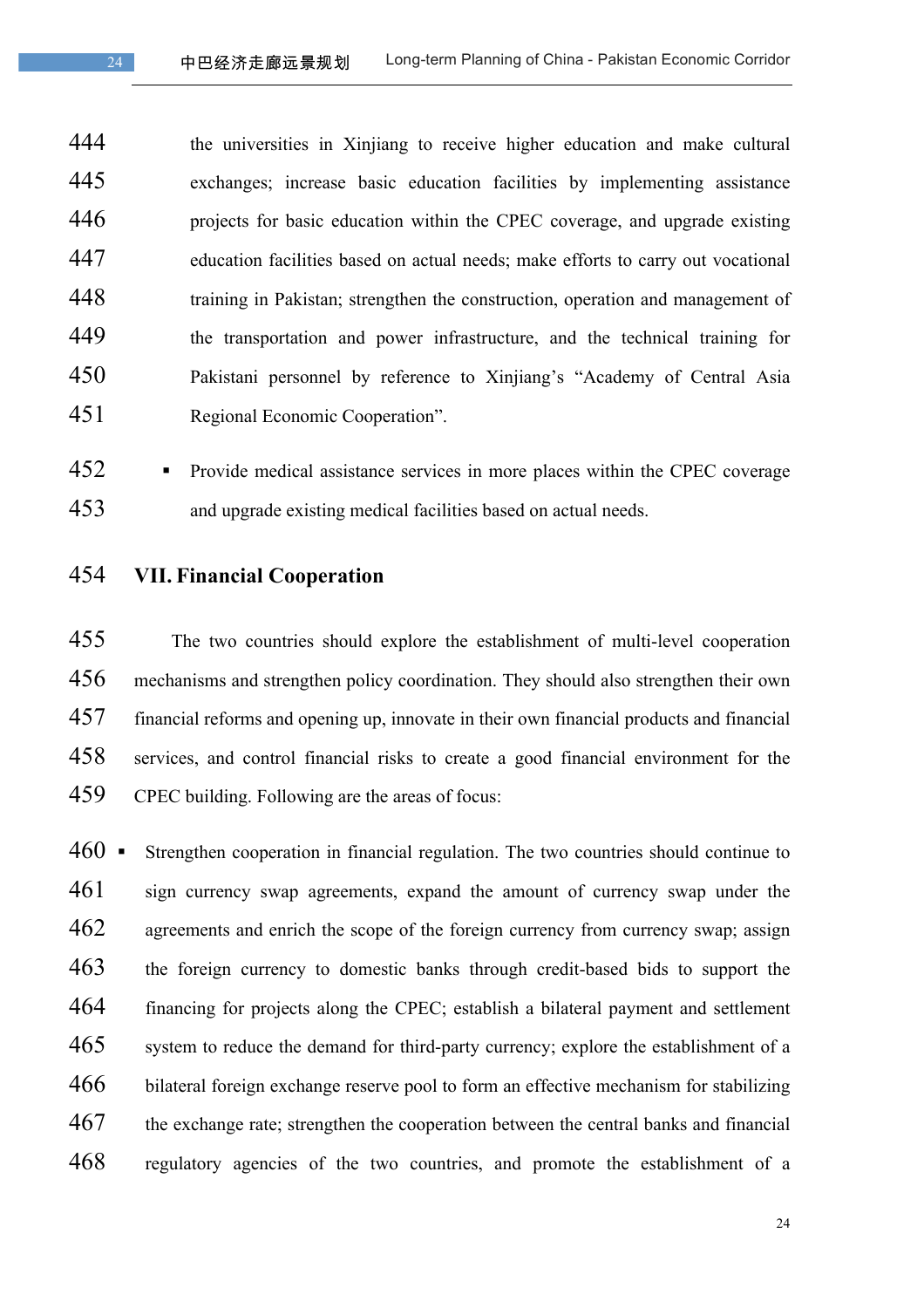the universities in Xinjiang to receive higher education and make cultural exchanges; increase basic education facilities by implementing assistance projects for basic education within the CPEC coverage, and upgrade existing education facilities based on actual needs; make efforts to carry out vocational training in Pakistan; strengthen the construction, operation and management of the transportation and power infrastructure, and the technical training for Pakistani personnel by reference to Xinjiang's "Academy of Central Asia Regional Economic Cooperation".

- Provide medical assistance services in more places within the CPEC coverage and upgrade existing medical facilities based on actual needs.

## VII. Financial Cooperation

The two countries should explore the establishment of multi-level cooperation mechanisms and strengthen policy coordination. They should also strengthen their own financial reforms and opening up, innovate in their own financial products and financial services, and control financial risks to create a good financial environment for the CPEC building. Following are the areas of focus:

- Strengthen cooperation in financial regulation. The two countries should continue to sign currency swap agreements, expand the amount of currency swap under the agreements and enrich the scope of the foreign currency from currency swap; assign the foreign currency to domestic banks through credit-based bids to support the financing for projects along the CPEC; establish a bilateral payment and settlement system to reduce the demand for third-party currency; explore the establishment of a bilateral foreign exchange reserve pool to form an effective mechanism for stabilizing the exchange rate; strengthen the cooperation between the central banks and financial regulatory agencies of the two countries, and promote the establishment of a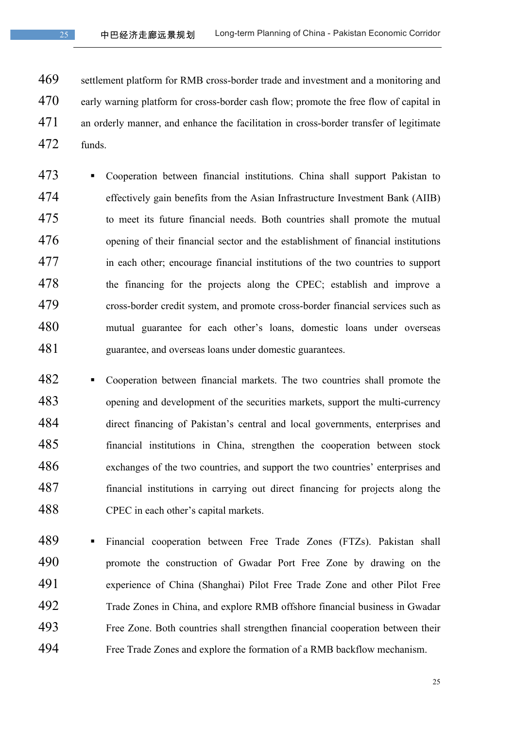settlement platform for RMB cross-border trade and investment and a monitoring and early warning platform for cross-border cash flow; promote the free flow of capital in an orderly manner, and enhance the facilitation in cross-border transfer of legitimate funds.

- Cooperation between financial institutions. China shall support Pakistan to effectively gain benefits from the Asian Infrastructure Investment Bank (AIIB) to meet its future financial needs. Both countries shall promote the mutual opening of their financial sector and the establishment of financial institutions in each other; encourage financial institutions of the two countries to support the financing for the projects along the CPEC; establish and improve a cross-border credit system, and promote cross-border financial services such as mutual guarantee for each other's loans, domestic loans under overseas guarantee, and overseas loans under domestic guarantees.

- Cooperation between financial markets. The two countries shall promote the opening and development of the securities markets, support the multi-currency direct financing of Pakistan's central and local governments, enterprises and financial institutions in China, strengthen the cooperation between stock exchanges of the two countries, and support the two countries' enterprises and financial institutions in carrying out direct financing for projects along the CPEC in each other's capital markets.

- Financial cooperation between Free Trade Zones (FTZs). Pakistan shall promote the construction of Gwadar Port Free Zone by drawing on the experience of China (Shanghai) Pilot Free Trade Zone and other Pilot Free Trade Zones in China, and explore RMB offshore financial business in Gwadar Free Zone. Both countries shall strengthen financial cooperation between their Free Trade Zones and explore the formation of a RMB backflow mechanism.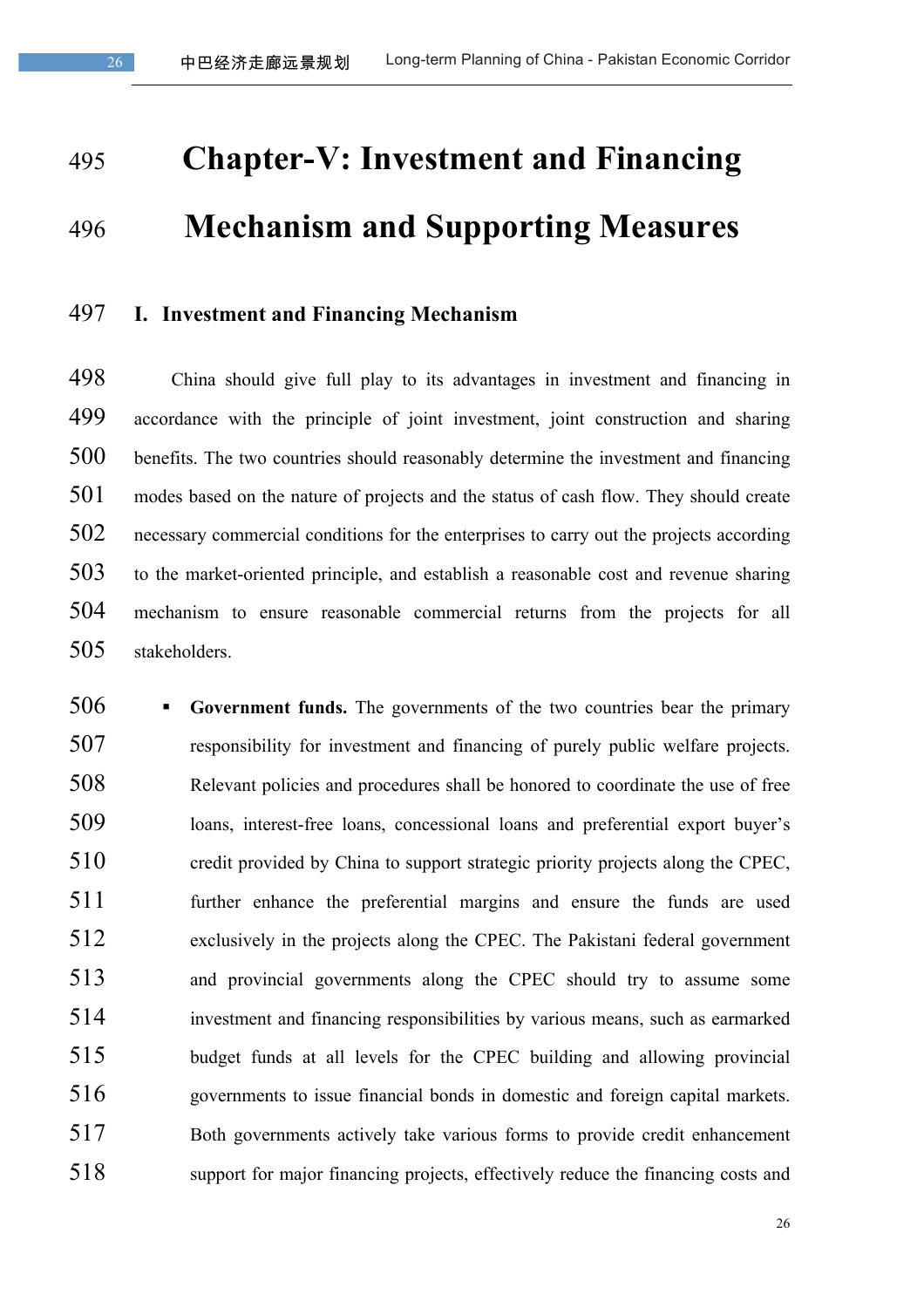# Chapter-V: Investment and Financing Mechanism and Supporting Measures

## I. Investment and Financing Mechanism

China should give full play to its advantages in investment and financing in accordance with the principle of joint investment, joint construction and sharing benefits. The two countries should reasonably determine the investment and financing modes based on the nature of projects and the status of cash flow. They should create necessary commercial conditions for the enterprises to carry out the projects according to the market-oriented principle, and establish a reasonable cost and revenue sharing mechanism to ensure reasonable commercial returns from the projects for all stakeholders.

- **Government funds.** The governments of the two countries bear the primary responsibility for investment and financing of purely public welfare projects. Relevant policies and procedures shall be honored to coordinate the use of free loans, interest-free loans, concessional loans and preferential export buyer's credit provided by China to support strategic priority projects along the CPEC, further enhance the preferential margins and ensure the funds are used exclusively in the projects along the CPEC. The Pakistani federal government and provincial governments along the CPEC should try to assume some investment and financing responsibilities by various means, such as earmarked budget funds at all levels for the CPEC building and allowing provincial governments to issue financial bonds in domestic and foreign capital markets. Both governments actively take various forms to provide credit enhancement support for major financing projects, effectively reduce the financing costs and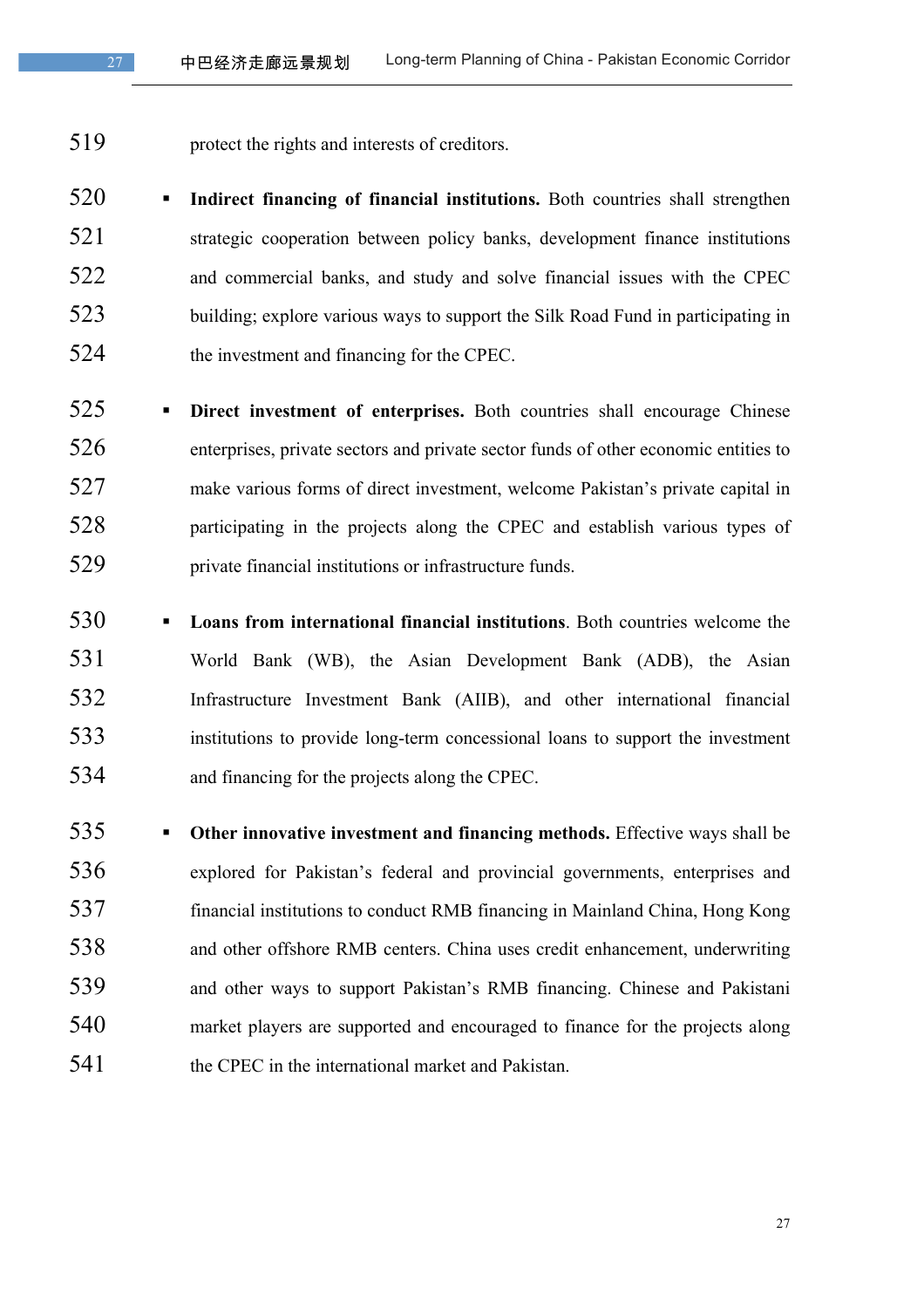protect the rights and interests of creditors.

- **Indirect financing of financial institutions.** Both countries shall strengthen strategic cooperation between policy banks, development finance institutions and commercial banks, and study and solve financial issues with the CPEC building; explore various ways to support the Silk Road Fund in participating in the investment and financing for the CPEC.

- **Direct investment of enterprises.** Both countries shall encourage Chinese enterprises, private sectors and private sector funds of other economic entities to make various forms of direct investment, welcome Pakistan's private capital in participating in the projects along the CPEC and establish various types of private financial institutions or infrastructure funds.

- **Loans from international financial institutions**. Both countries welcome the World Bank (WB), the Asian Development Bank (ADB), the Asian Infrastructure Investment Bank (AIIB), and other international financial institutions to provide long-term concessional loans to support the investment and financing for the projects along the CPEC.

- **Other innovative investment and financing methods.** Effective ways shall be explored for Pakistan's federal and provincial governments, enterprises and financial institutions to conduct RMB financing in Mainland China, Hong Kong and other offshore RMB centers. China uses credit enhancement, underwriting and other ways to support Pakistan's RMB financing. Chinese and Pakistani market players are supported and encouraged to finance for the projects along the CPEC in the international market and Pakistan.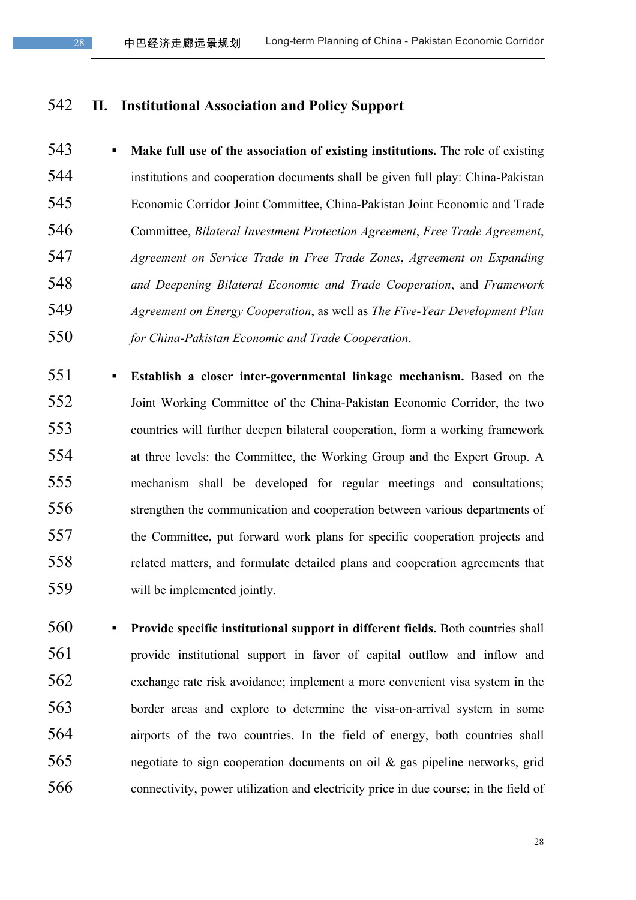## II. Institutional Association and Policy Support

- **Make full use of the association of existing institutions.** The role of existing institutions and cooperation documents shall be given full play: China-Pakistan Economic Corridor Joint Committee, China-Pakistan Joint Economic and Trade Committee, *Bilateral Investment Protection Agreement*, *Free Trade Agreement*, *Agreement on Service Trade in Free Trade Zones*, *Agreement on Expanding and Deepening Bilateral Economic and Trade Cooperation*, and *Framework Agreement on Energy Cooperation*, as well as *The Five-Year Development Plan for China-Pakistan Economic and Trade Cooperation*.

- **Establish a closer inter-governmental linkage mechanism.** Based on the Joint Working Committee of the China-Pakistan Economic Corridor, the two countries will further deepen bilateral cooperation, form a working framework at three levels: the Committee, the Working Group and the Expert Group. A mechanism shall be developed for regular meetings and consultations; strengthen the communication and cooperation between various departments of the Committee, put forward work plans for specific cooperation projects and related matters, and formulate detailed plans and cooperation agreements that will be implemented jointly.

- **Provide specific institutional support in different fields.** Both countries shall provide institutional support in favor of capital outflow and inflow and exchange rate risk avoidance; implement a more convenient visa system in the border areas and explore to determine the visa-on-arrival system in some airports of the two countries. In the field of energy, both countries shall negotiate to sign cooperation documents on oil & gas pipeline networks, grid connectivity, power utilization and electricity price in due course; in the field of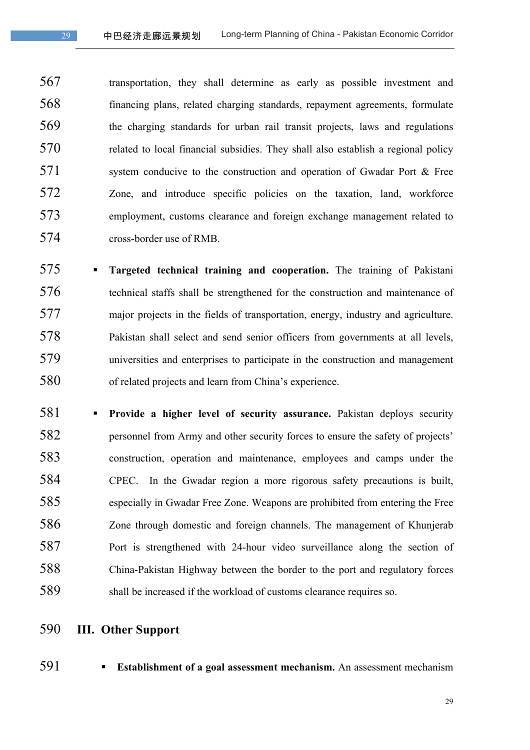transportation, they shall determine as early as possible investment and financing plans, related charging standards, repayment agreements, formulate the charging standards for urban rail transit projects, laws and regulations related to local financial subsidies. They shall also establish a regional policy system conducive to the construction and operation of Gwadar Port & Free Zone, and introduce specific policies on the taxation, land, workforce employment, customs clearance and foreign exchange management related to cross-border use of RMB.

- **Targeted technical training and cooperation.** The training of Pakistani technical staffs shall be strengthened for the construction and maintenance of major projects in the fields of transportation, energy, industry and agriculture. Pakistan shall select and send senior officers from governments at all levels, universities and enterprises to participate in the construction and management of related projects and learn from China's experience.

- **Provide a higher level of security assurance.** Pakistan deploys security personnel from Army and other security forces to ensure the safety of projects' construction, operation and maintenance, employees and camps under the CPEC. In the Gwadar region a more rigorous safety precautions is built, especially in Gwadar Free Zone. Weapons are prohibited from entering the Free Zone through domestic and foreign channels. The management of Khunjerab Port is strengthened with 24-hour video surveillance along the section of China-Pakistan Highway between the border to the port and regulatory forces shall be increased if the workload of customs clearance requires so.

## III. Other Support

- **Establishment of a goal assessment mechanism.** An assessment mechanism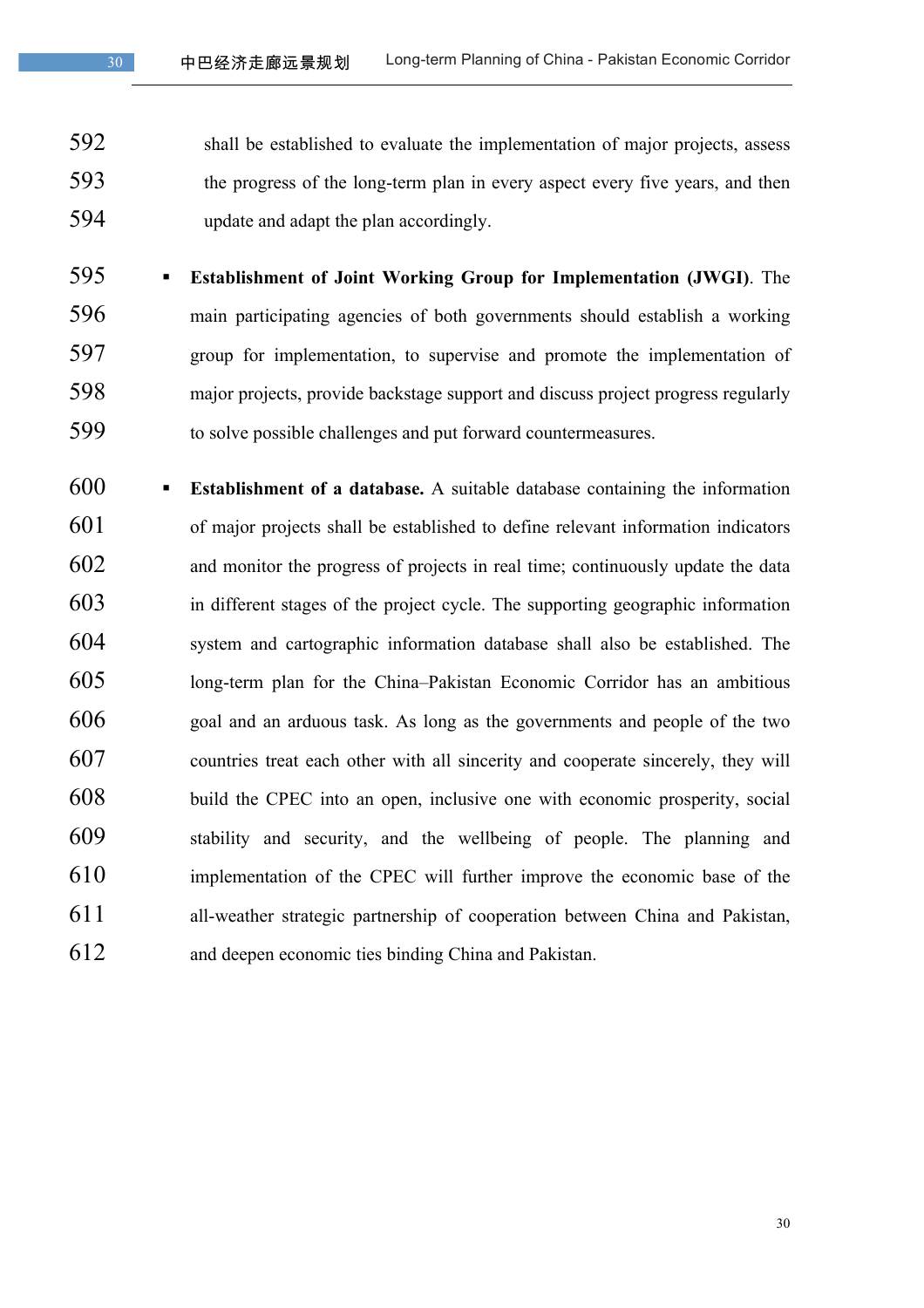shall be established to evaluate the implementation of major projects, assess the progress of the long-term plan in every aspect every five years, and then update and adapt the plan accordingly.

- **Establishment of Joint Working Group for Implementation (JWGI)**. The main participating agencies of both governments should establish a working group for implementation, to supervise and promote the implementation of major projects, provide backstage support and discuss project progress regularly to solve possible challenges and put forward countermeasures.
- **Establishment of a database.** A suitable database containing the information of major projects shall be established to define relevant information indicators and monitor the progress of projects in real time; continuously update the data in different stages of the project cycle. The supporting geographic information system and cartographic information database shall also be established. The long-term plan for the China–Pakistan Economic Corridor has an ambitious goal and an arduous task. As long as the governments and people of the two countries treat each other with all sincerity and cooperate sincerely, they will build the CPEC into an open, inclusive one with economic prosperity, social stability and security, and the wellbeing of people. The planning and implementation of the CPEC will further improve the economic base of the all-weather strategic partnership of cooperation between China and Pakistan, and deepen economic ties binding China and Pakistan.